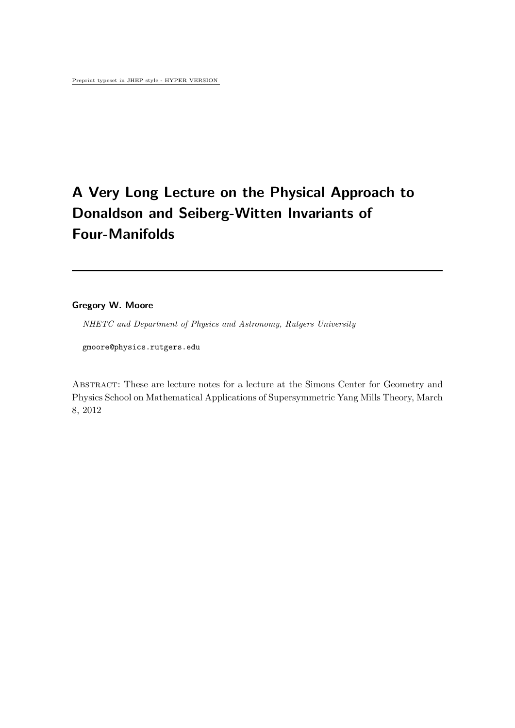Preprint typeset in JHEP style - HYPER VERSION

# A Very Long Lecture on the Physical Approach to Donaldson and Seiberg-Witten Invariants of Four-Manifolds

**Gregory W. Moore**

*NHETC and Department of Physics and Astronomy, Rutgers University*

gmoore@physics.rutgers.edu

Abstract: These are lecture notes for a lecture at the Simons Center for Geometry and Physics School on Mathematical Applications of Supersymmetric Yang Mills Theory, March 8, 2012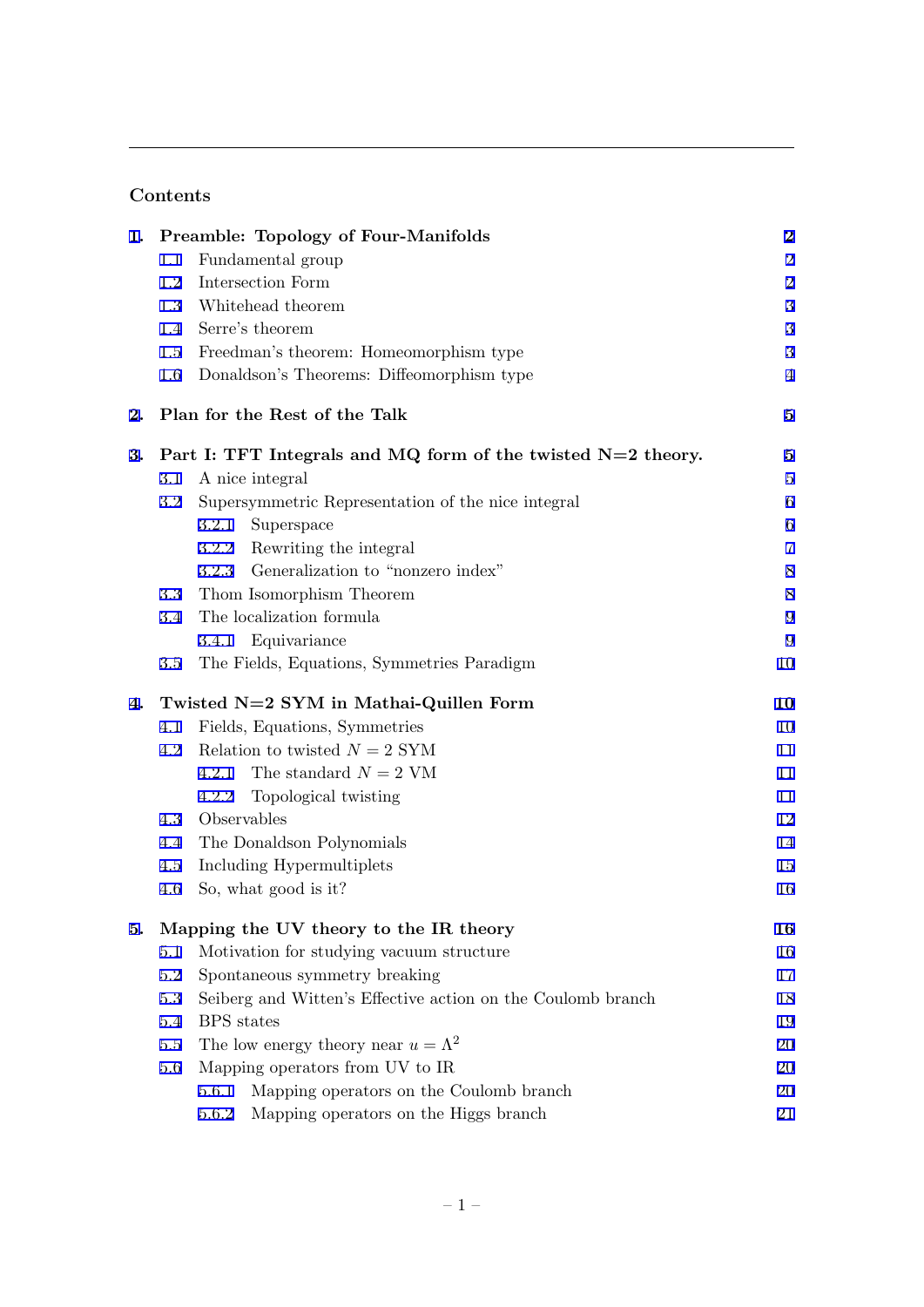## Contents

**1. Preamble: Topology of Four-Manifolds** — 2
- 1.1 Fundamental group — 2
- 1.2 Intersection Form — 2
- 1.3 Whitehead theorem — 3
- 1.4 Serre's theorem — 3
- 1.5 Freedman's theorem: Homeomorphism type — 3
- 1.6 Donaldson's Theorems: Diffeomorphism type — 4

**2. Plan for the Rest of the Talk** — 5

**3. Part I: TFT Integrals and MQ form of the twisted N=2 theory.** — 5
- 3.1 A nice integral — 5
- 3.2 Supersymmetric Representation of the nice integral — 6
  - 3.2.1 Superspace — 6
  - 3.2.2 Rewriting the integral — 7
  - 3.2.3 Generalization to "nonzero index" — 8
- 3.3 Thom Isomorphism Theorem — 8
- 3.4 The localization formula — 9
  - 3.4.1 Equivariance — 9
- 3.5 The Fields, Equations, Symmetries Paradigm — 10

**4. Twisted N=2 SYM in Mathai-Quillen Form** — 10
- 4.1 Fields, Equations, Symmetries — 10
- 4.2 Relation to twisted $N = 2$ SYM — 11
  - 4.2.1 The standard $N = 2$ VM — 11
  - 4.2.2 Topological twisting — 11
- 4.3 Observables — 12
- 4.4 The Donaldson Polynomials — 14
- 4.5 Including Hypermultiplets — 15
- 4.6 So, what good is it? — 16

**5. Mapping the UV theory to the IR theory** — 16
- 5.1 Motivation for studying vacuum structure — 16
- 5.2 Spontaneous symmetry breaking — 17
- 5.3 Seiberg and Witten's Effective action on the Coulomb branch — 18
- 5.4 BPS states — 19
- 5.5 The low energy theory near $u = \Lambda^2$ — 20
- 5.6 Mapping operators from UV to IR — 20
  - 5.6.1 Mapping operators on the Coulomb branch — 20
  - 5.6.2 Mapping operators on the Higgs branch — 21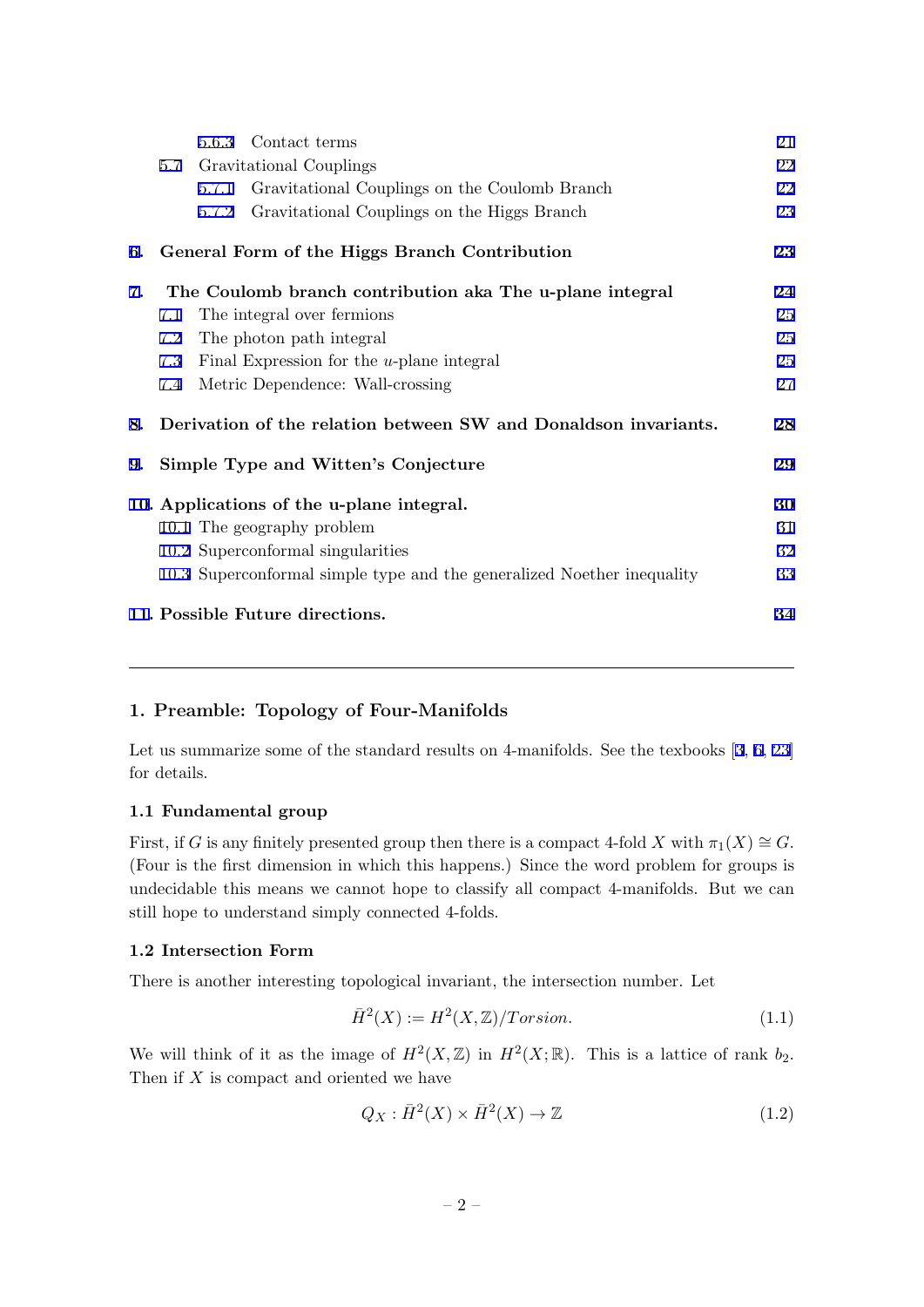- 5.6.3 Contact terms — 21
- 5.7 Gravitational Couplings — 22
  - 5.7.1 Gravitational Couplings on the Coulomb Branch — 22
  - 5.7.2 Gravitational Couplings on the Higgs Branch — 23

**6. General Form of the Higgs Branch Contribution** — 23

**7. The Coulomb branch contribution aka The u-plane integral** — 24
- 7.1 The integral over fermions — 25
- 7.2 The photon path integral — 25
- 7.3 Final Expression for the $u$-plane integral — 25
- 7.4 Metric Dependence: Wall-crossing — 27

**8. Derivation of the relation between SW and Donaldson invariants.** — 28

**9. Simple Type and Witten's Conjecture** — 29

**10. Applications of the u-plane integral.** — 30
- 10.1 The geography problem — 31
- 10.2 Superconformal singularities — 32
- 10.3 Superconformal simple type and the generalized Noether inequality — 33

**11. Possible Future directions.** — 34

---

## 1. Preamble: Topology of Four-Manifolds

Let us summarize some of the standard results on 4-manifolds. See the textbooks [3, 6, 23] for details.

### 1.1 Fundamental group

First, if $G$ is any finitely presented group then there is a compact 4-fold $X$ with $\pi_1(X) \cong G$. (Four is the first dimension in which this happens.) Since the word problem for groups is undecidable this means we cannot hope to classify all compact 4-manifolds. But we can still hope to understand simply connected 4-folds.

### 1.2 Intersection Form

There is another interesting topological invariant, the intersection number. Let

$$\bar{H}^2(X) := H^2(X, \mathbb{Z})/Torsion. \tag{1.1}$$

We will think of it as the image of $H^2(X, \mathbb{Z})$ in $H^2(X; \mathbb{R})$. This is a lattice of rank $b_2$. Then if $X$ is compact and oriented we have

$$Q_X : \bar{H}^2(X) \times \bar{H}^2(X) \to \mathbb{Z} \tag{1.2}$$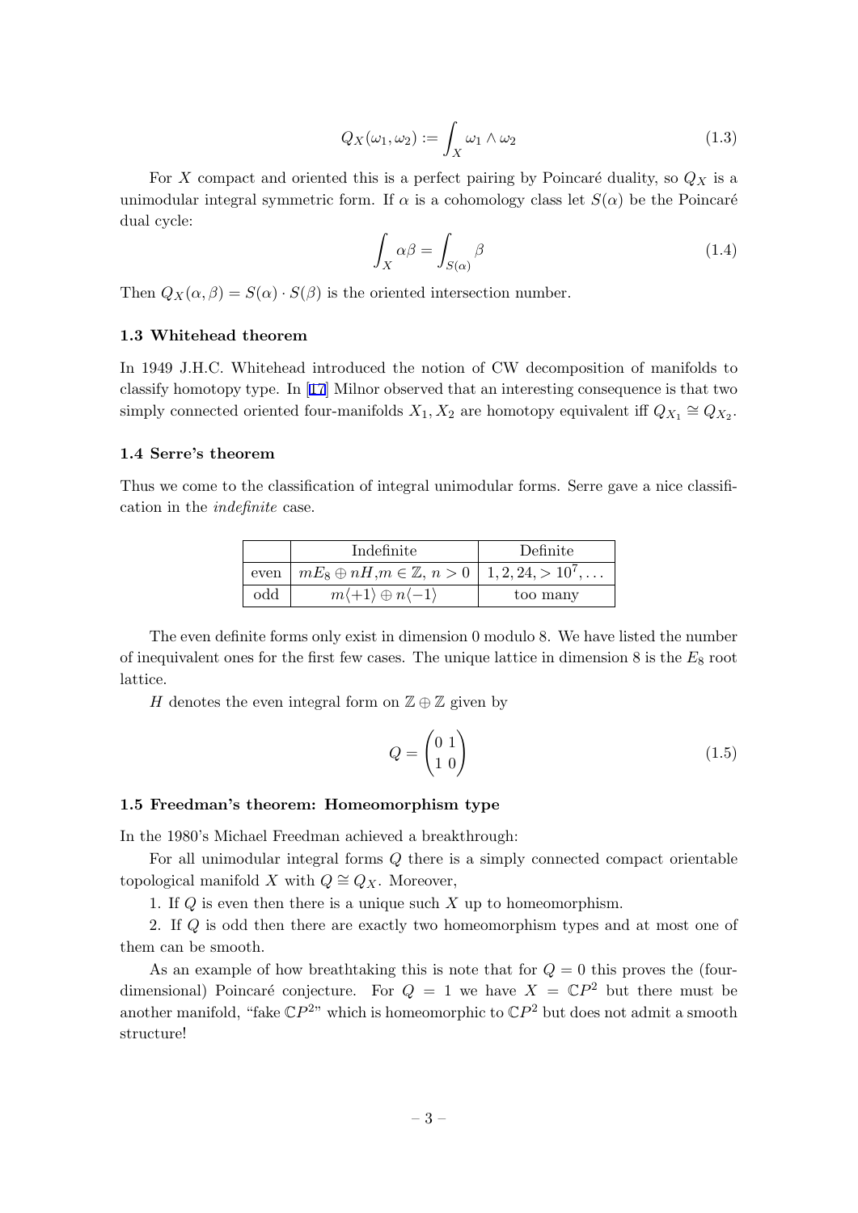$$Q_X(\omega_1, \omega_2) := \int_X \omega_1 \wedge \omega_2 \tag{1.3}$$

For $X$ compact and oriented this is a perfect pairing by Poincaré duality, so $Q_X$ is a unimodular integral symmetric form. If $\alpha$ is a cohomology class let $S(\alpha)$ be the Poincaré dual cycle:

$$\int_X \alpha\beta = \int_{S(\alpha)} \beta \tag{1.4}$$

Then $Q_X(\alpha, \beta) = S(\alpha) \cdot S(\beta)$ is the oriented intersection number.

### 1.3 Whitehead theorem

In 1949 J.H.C. Whitehead introduced the notion of CW decomposition of manifolds to classify homotopy type. In [17] Milnor observed that an interesting consequence is that two simply connected oriented four-manifolds $X_1, X_2$ are homotopy equivalent iff $Q_{X_1} \cong Q_{X_2}$.

### 1.4 Serre's theorem

Thus we come to the classification of integral unimodular forms. Serre gave a nice classification in the *indefinite* case.

| | Indefinite | Definite |
|---|---|---|
| even | $mE_8 \oplus nH, m \in \mathbb{Z}, n > 0$ | $1, 2, 24, > 10^7, \ldots$ |
| odd | $m\langle +1\rangle \oplus n\langle -1\rangle$ | too many |

The even definite forms only exist in dimension 0 modulo 8. We have listed the number of inequivalent ones for the first few cases. The unique lattice in dimension 8 is the $E_8$ root lattice.

$H$ denotes the even integral form on $\mathbb{Z} \oplus \mathbb{Z}$ given by

$$Q = \begin{pmatrix} 0 & 1 \\ 1 & 0 \end{pmatrix} \tag{1.5}$$

### 1.5 Freedman's theorem: Homeomorphism type

In the 1980's Michael Freedman achieved a breakthrough:

For all unimodular integral forms $Q$ there is a simply connected compact orientable topological manifold $X$ with $Q \cong Q_X$. Moreover,

1. If $Q$ is even then there is a unique such $X$ up to homeomorphism.
2. If $Q$ is odd then there are exactly two homeomorphism types and at most one of them can be smooth.

As an example of how breathtaking this is note that for $Q = 0$ this proves the (four-dimensional) Poincaré conjecture. For $Q = 1$ we have $X = \mathbb{C}P^2$ but there must be another manifold, "fake $\mathbb{C}P^2$" which is homeomorphic to $\mathbb{C}P^2$ but does not admit a smooth structure!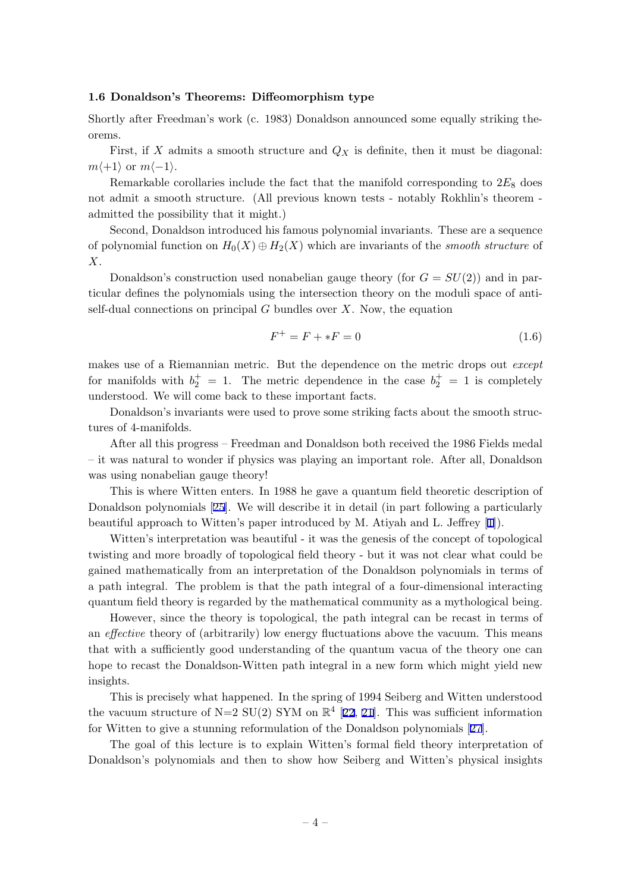### 1.6 Donaldson's Theorems: Diffeomorphism type

Shortly after Freedman's work (c. 1983) Donaldson announced some equally striking theorems.

First, if $X$ admits a smooth structure and $Q_X$ is definite, then it must be diagonal: $m\langle +1\rangle$ or $m\langle -1\rangle$.

Remarkable corollaries include the fact that the manifold corresponding to $2E_8$ does not admit a smooth structure. (All previous known tests - notably Rokhlin's theorem - admitted the possibility that it might.)

Second, Donaldson introduced his famous polynomial invariants. These are a sequence of polynomial function on $H_0(X) \oplus H_2(X)$ which are invariants of the *smooth structure* of $X$.

Donaldson's construction used nonabelian gauge theory (for $G = SU(2)$) and in particular defines the polynomials using the intersection theory on the moduli space of anti-self-dual connections on principal $G$ bundles over $X$. Now, the equation

$$F^+ = F + *F = 0 \tag{1.6}$$

makes use of a Riemannian metric. But the dependence on the metric drops out *except* for manifolds with $b_2^+ = 1$. The metric dependence in the case $b_2^+ = 1$ is completely understood. We will come back to these important facts.

Donaldson's invariants were used to prove some striking facts about the smooth structures of 4-manifolds.

After all this progress – Freedman and Donaldson both received the 1986 Fields medal – it was natural to wonder if physics was playing an important role. After all, Donaldson was using nonabelian gauge theory!

This is where Witten enters. In 1988 he gave a quantum field theoretic description of Donaldson polynomials [25]. We will describe it in detail (in part following a particularly beautiful approach to Witten's paper introduced by M. Atiyah and L. Jeffrey [1]).

Witten's interpretation was beautiful - it was the genesis of the concept of topological twisting and more broadly of topological field theory - but it was not clear what could be gained mathematically from an interpretation of the Donaldson polynomials in terms of a path integral. The problem is that the path integral of a four-dimensional interacting quantum field theory is regarded by the mathematical community as a mythological being.

However, since the theory is topological, the path integral can be recast in terms of an *effective* theory of (arbitrarily) low energy fluctuations above the vacuum. This means that with a sufficiently good understanding of the quantum vacua of the theory one can hope to recast the Donaldson-Witten path integral in a new form which might yield new insights.

This is precisely what happened. In the spring of 1994 Seiberg and Witten understood the vacuum structure of N=2 SU(2) SYM on $\mathbb{R}^4$ [22, 21]. This was sufficient information for Witten to give a stunning reformulation of the Donaldson polynomials [27].

The goal of this lecture is to explain Witten's formal field theory interpretation of Donaldson's polynomials and then to show how Seiberg and Witten's physical insights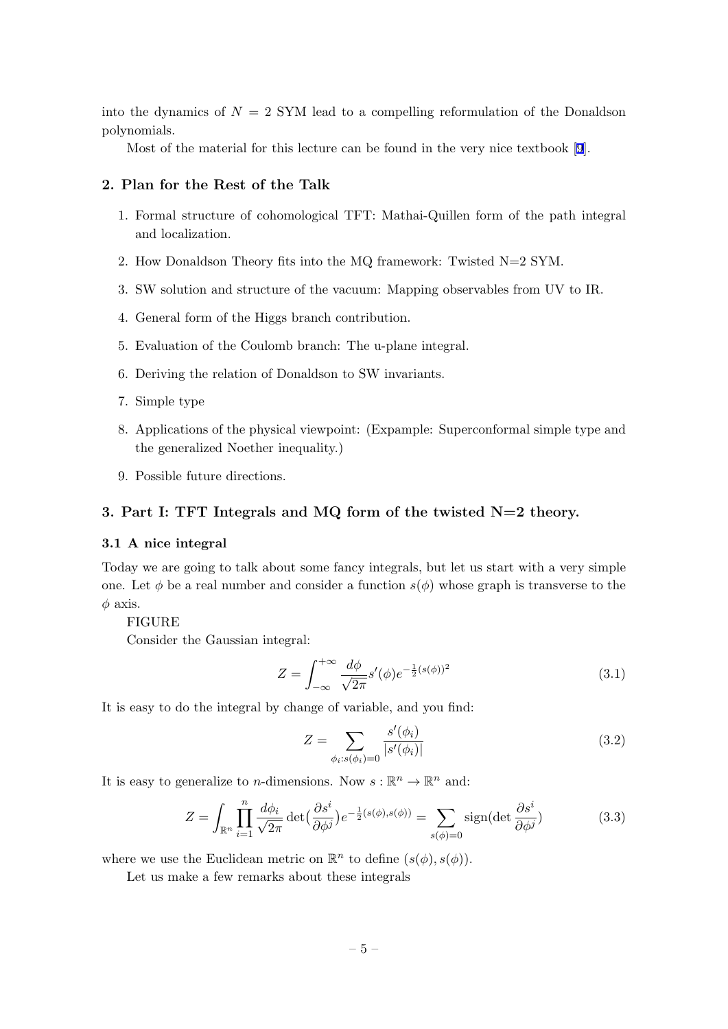into the dynamics of $N = 2$ SYM lead to a compelling reformulation of the Donaldson polynomials.

Most of the material for this lecture can be found in the very nice textbook [9].

## 2. Plan for the Rest of the Talk

1. Formal structure of cohomological TFT: Mathai-Quillen form of the path integral and localization.
2. How Donaldson Theory fits into the MQ framework: Twisted N=2 SYM.
3. SW solution and structure of the vacuum: Mapping observables from UV to IR.
4. General form of the Higgs branch contribution.
5. Evaluation of the Coulomb branch: The u-plane integral.
6. Deriving the relation of Donaldson to SW invariants.
7. Simple type
8. Applications of the physical viewpoint: (Expample: Superconformal simple type and the generalized Noether inequality.)
9. Possible future directions.

## 3. Part I: TFT Integrals and MQ form of the twisted N=2 theory.

### 3.1 A nice integral

Today we are going to talk about some fancy integrals, but let us start with a very simple one. Let $\phi$ be a real number and consider a function $s(\phi)$ whose graph is transverse to the $\phi$ axis.

FIGURE

Consider the Gaussian integral:

$$Z = \int_{-\infty}^{+\infty} \frac{d\phi}{\sqrt{2\pi}} s'(\phi) e^{-\frac{1}{2}(s(\phi))^2} \tag{3.1}$$

It is easy to do the integral by change of variable, and you find:

$$Z = \sum_{\phi_i : s(\phi_i)=0} \frac{s'(\phi_i)}{|s'(\phi_i)|} \tag{3.2}$$

It is easy to generalize to $n$-dimensions. Now $s : \mathbb{R}^n \to \mathbb{R}^n$ and:

$$Z = \int_{\mathbb{R}^n} \prod_{i=1}^{n} \frac{d\phi_i}{\sqrt{2\pi}} \det\left(\frac{\partial s^i}{\partial \phi^j}\right) e^{-\frac{1}{2}(s(\phi), s(\phi))} = \sum_{s(\phi)=0} \mathrm{sign}\left(\det \frac{\partial s^i}{\partial \phi^j}\right) \tag{3.3}$$

where we use the Euclidean metric on $\mathbb{R}^n$ to define $(s(\phi), s(\phi))$.

Let us make a few remarks about these integrals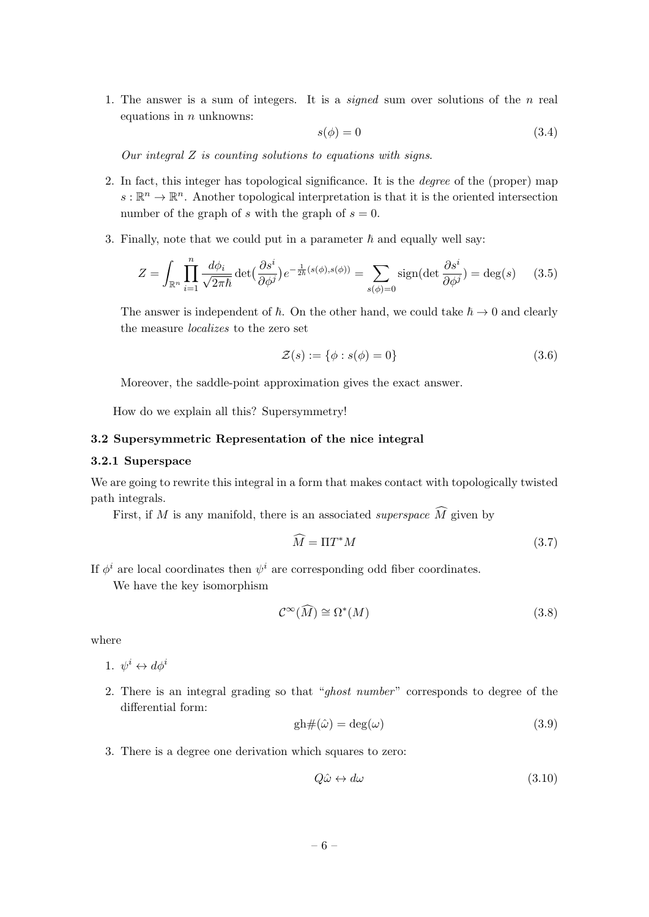1. The answer is a sum of integers. It is a *signed* sum over solutions of the $n$ real equations in $n$ unknowns:

$$s(\phi) = 0 \tag{3.4}$$

*Our integral $Z$ is counting solutions to equations with signs.*

2. In fact, this integer has topological significance. It is the *degree* of the (proper) map $s : \mathbb{R}^n \to \mathbb{R}^n$. Another topological interpretation is that it is the oriented intersection number of the graph of $s$ with the graph of $s = 0$.

3. Finally, note that we could put in a parameter $\hbar$ and equally well say:

$$Z = \int_{\mathbb{R}^n} \prod_{i=1}^{n} \frac{d\phi_i}{\sqrt{2\pi\hbar}} \det\left(\frac{\partial s^i}{\partial \phi^j}\right) e^{-\frac{1}{2\hbar}(s(\phi),s(\phi))} = \sum_{s(\phi)=0} \mathrm{sign}\left(\det \frac{\partial s^i}{\partial \phi^j}\right) = \deg(s) \tag{3.5}$$

The answer is independent of $\hbar$. On the other hand, we could take $\hbar \to 0$ and clearly the measure *localizes* to the zero set

$$\mathcal{Z}(s) := \{\phi : s(\phi) = 0\} \tag{3.6}$$

Moreover, the saddle-point approximation gives the exact answer.

How do we explain all this? Supersymmetry!

### 3.2 Supersymmetric Representation of the nice integral

#### 3.2.1 Superspace

We are going to rewrite this integral in a form that makes contact with topologically twisted path integrals.

First, if $M$ is any manifold, there is an associated *superspace* $\widehat{M}$ given by

$$\widehat{M} = \Pi T^* M \tag{3.7}$$

If $\phi^i$ are local coordinates then $\psi^i$ are corresponding odd fiber coordinates.

We have the key isomorphism

$$\mathcal{C}^\infty(\widehat{M}) \cong \Omega^*(M) \tag{3.8}$$

where

1. $\psi^i \leftrightarrow d\phi^i$

2. There is an integral grading so that "*ghost number*" corresponds to degree of the differential form:

$$\mathrm{gh}\#(\hat{\omega}) = \deg(\omega) \tag{3.9}$$

3. There is a degree one derivation which squares to zero:

$$Q\hat{\omega} \leftrightarrow d\omega \tag{3.10}$$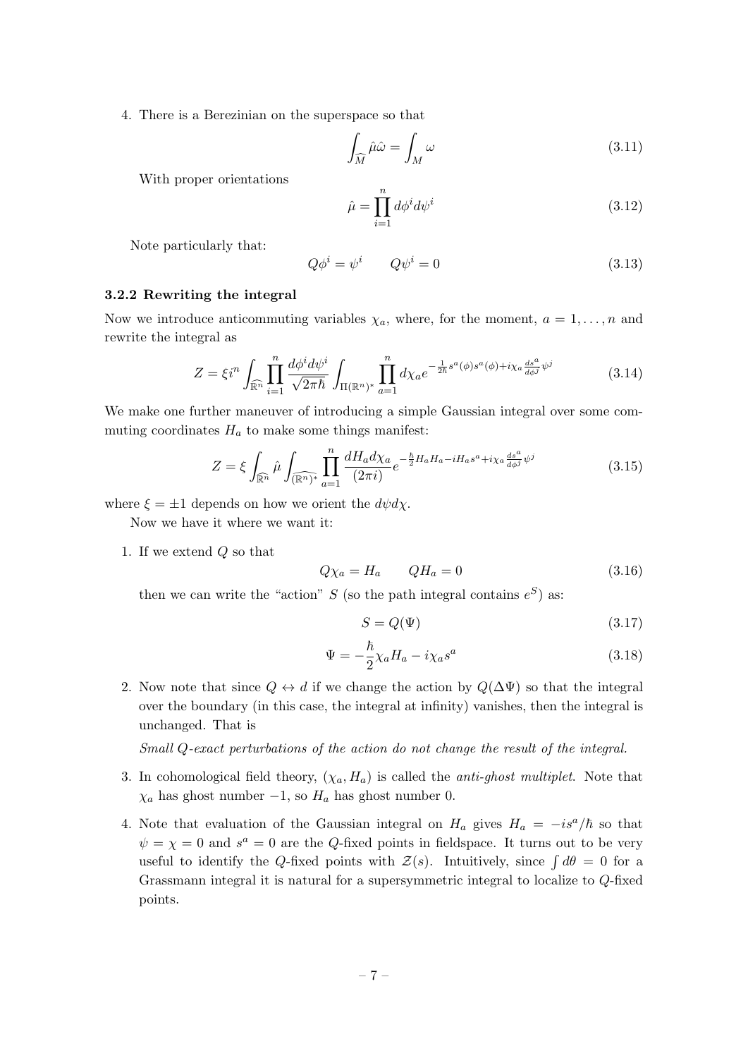4. There is a Berezinian on the superspace so that

$$\int_{\widehat{M}} \hat{\mu}\hat{\omega} = \int_M \omega \tag{3.11}$$

With proper orientations

$$\hat{\mu} = \prod_{i=1}^{n} d\phi^i d\psi^i \tag{3.12}$$

Note particularly that:

$$Q\phi^i = \psi^i \qquad Q\psi^i = 0 \tag{3.13}$$

### 3.2.2 Rewriting the integral

Now we introduce anticommuting variables $\chi_a$, where, for the moment, $a = 1, \ldots, n$ and rewrite the integral as

$$Z = \xi i^n \int_{\widehat{\mathbb{R}^n}} \prod_{i=1}^{n} \frac{d\phi^i d\psi^i}{\sqrt{2\pi\hbar}} \int_{\Pi(\mathbb{R}^n)^*} \prod_{a=1}^{n} d\chi_a e^{-\frac{1}{2\hbar}s^a(\phi)s^a(\phi) + i\chi_a \frac{ds^a}{d\phi^j}\psi^j} \tag{3.14}$$

We make one further maneuver of introducing a simple Gaussian integral over some commuting coordinates $H_a$ to make some things manifest:

$$Z = \xi \int_{\widehat{\mathbb{R}^n}} \hat{\mu} \int_{\widehat{(\mathbb{R}^n)^*}} \prod_{a=1}^{n} \frac{dH_a d\chi_a}{(2\pi i)} e^{-\frac{\hbar}{2}H_a H_a - iH_a s^a + i\chi_a \frac{ds^a}{d\phi^j}\psi^j} \tag{3.15}$$

where $\xi = \pm 1$ depends on how we orient the $d\psi d\chi$.

Now we have it where we want it:

1. If we extend $Q$ so that

$$Q\chi_a = H_a \qquad QH_a = 0 \tag{3.16}$$

then we can write the "action" $S$ (so the path integral contains $e^S$) as:

$$S = Q(\Psi) \tag{3.17}$$

$$\Psi = -\frac{\hbar}{2}\chi_a H_a - i\chi_a s^a \tag{3.18}$$

2. Now note that since $Q \leftrightarrow d$ if we change the action by $Q(\Delta\Psi)$ so that the integral over the boundary (in this case, the integral at infinity) vanishes, then the integral is unchanged. That is

   *Small Q-exact perturbations of the action do not change the result of the integral.*

3. In cohomological field theory, $(\chi_a, H_a)$ is called the *anti-ghost multiplet*. Note that $\chi_a$ has ghost number $-1$, so $H_a$ has ghost number 0.

4. Note that evaluation of the Gaussian integral on $H_a$ gives $H_a = -is^a/\hbar$ so that $\psi = \chi = 0$ and $s^a = 0$ are the $Q$-fixed points in fieldspace. It turns out to be very useful to identify the $Q$-fixed points with $\mathcal{Z}(s)$. Intuitively, since $\int d\theta = 0$ for a Grassmann integral it is natural for a supersymmetric integral to localize to $Q$-fixed points.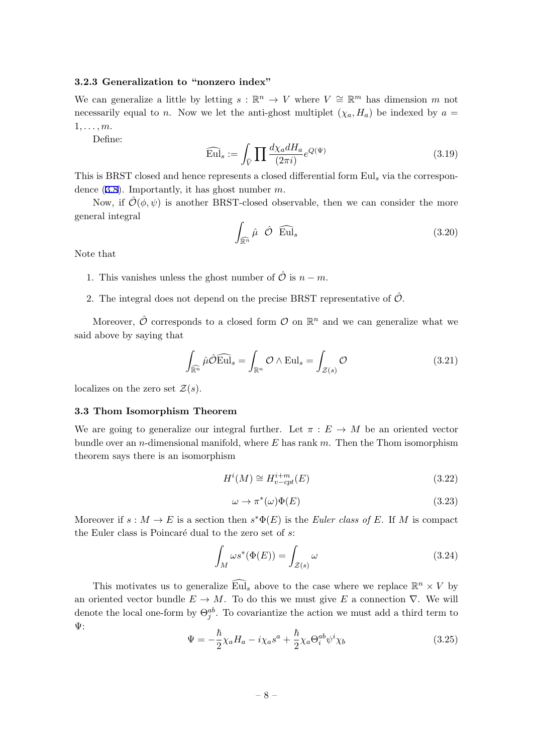### 3.2.3 Generalization to "nonzero index"

We can generalize a little by letting $s : \mathbb{R}^n \to V$ where $V \cong \mathbb{R}^m$ has dimension $m$ not necessarily equal to $n$. Now we let the anti-ghost multiplet $(\chi_a, H_a)$ be indexed by $a = 1, \dots, m$.

Define:

$$\widehat{\mathrm{Eul}}_s := \int_{\widehat{V}} \prod \frac{d\chi_a dH_a}{(2\pi i)} e^{Q(\Psi)} \tag{3.19}$$

This is BRST closed and hence represents a closed differential form $\mathrm{Eul}_s$ via the correspondence (3.8). Importantly, it has ghost number $m$.

Now, if $\hat{\mathcal{O}}(\phi, \psi)$ is another BRST-closed observable, then we can consider the more general integral

$$\int_{\widehat{\mathbb{R}^n}} \hat{\mu} \;\; \hat{\mathcal{O}} \;\; \widehat{\mathrm{Eul}}_s \tag{3.20}$$

Note that

1. This vanishes unless the ghost number of $\hat{\mathcal{O}}$ is $n - m$.
2. The integral does not depend on the precise BRST representative of $\hat{\mathcal{O}}$.

Moreover, $\hat{\mathcal{O}}$ corresponds to a closed form $\mathcal{O}$ on $\mathbb{R}^n$ and we can generalize what we said above by saying that

$$\int_{\widehat{\mathbb{R}^n}} \hat{\mu}\hat{\mathcal{O}}\widehat{\mathrm{Eul}}_s = \int_{\mathbb{R}^n} \mathcal{O} \wedge \mathrm{Eul}_s = \int_{\mathcal{Z}(s)} \mathcal{O} \tag{3.21}$$

localizes on the zero set $\mathcal{Z}(s)$.

### 3.3 Thom Isomorphism Theorem

We are going to generalize our integral further. Let $\pi : E \to M$ be an oriented vector bundle over an $n$-dimensional manifold, where $E$ has rank $m$. Then the Thom isomorphism theorem says there is an isomorphism

$$H^i(M) \cong H^{i+m}_{v-cpt}(E) \tag{3.22}$$

$$\omega \to \pi^*(\omega)\Phi(E) \tag{3.23}$$

Moreover if $s : M \to E$ is a section then $s^*\Phi(E)$ is the *Euler class of* $E$. If $M$ is compact the Euler class is Poincaré dual to the zero set of $s$:

$$\int_M \omega s^*(\Phi(E)) = \int_{\mathcal{Z}(s)} \omega \tag{3.24}$$

This motivates us to generalize $\widehat{\mathrm{Eul}}_s$ above to the case where we replace $\mathbb{R}^n \times V$ by an oriented vector bundle $E \to M$. To do this we must give $E$ a connection $\nabla$. We will denote the local one-form by $\Theta^{ab}_j$. To covariantize the action we must add a third term to $\Psi$:

$$\Psi = -\frac{\hbar}{2}\chi_a H_a - i\chi_a s^a + \frac{\hbar}{2}\chi_a \Theta^{ab}_i \psi^i \chi_b \tag{3.25}$$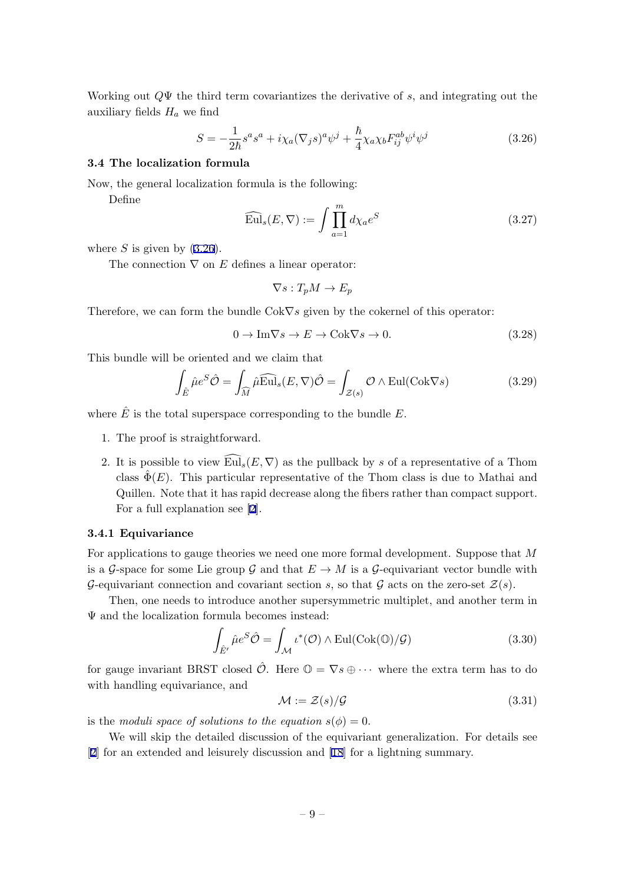Working out $Q\Psi$ the third term covariantizes the derivative of $s$, and integrating out the auxiliary fields $H_a$ we find

$$S = -\frac{1}{2\hbar}s^a s^a + i\chi_a(\nabla_j s)^a\psi^j + \frac{\hbar}{4}\chi_a\chi_b F^{ab}_{ij}\psi^i\psi^j \tag{3.26}$$

### 3.4 The localization formula

Now, the general localization formula is the following:

Define

$$\widehat{\mathrm{Eul}}_s(E,\nabla) := \int \prod_{a=1}^{m} d\chi_a e^S \tag{3.27}$$

where $S$ is given by (3.26).

The connection $\nabla$ on $E$ defines a linear operator:

$$\nabla s : T_p M \to E_p$$

Therefore, we can form the bundle $\mathrm{Cok}\nabla s$ given by the cokernel of this operator:

$$0 \to \mathrm{Im}\nabla s \to E \to \mathrm{Cok}\nabla s \to 0. \tag{3.28}$$

This bundle will be oriented and we claim that

$$\int_{\hat{E}} \hat{\mu} e^S \hat{\mathcal{O}} = \int_{\widehat{M}} \hat{\mu}\widehat{\mathrm{Eul}}_s(E,\nabla)\hat{\mathcal{O}} = \int_{\mathcal{Z}(s)} \mathcal{O} \wedge \mathrm{Eul}(\mathrm{Cok}\nabla s) \tag{3.29}$$

where $\hat{E}$ is the total superspace corresponding to the bundle $E$.

1. The proof is straightforward.
2. It is possible to view $\widehat{\mathrm{Eul}}_s(E,\nabla)$ as the pullback by $s$ of a representative of a Thom class $\hat{\Phi}(E)$. This particular representative of the Thom class is due to Mathai and Quillen. Note that it has rapid decrease along the fibers rather than compact support. For a full explanation see [2].

#### 3.4.1 Equivariance

For applications to gauge theories we need one more formal development. Suppose that $M$ is a $\mathcal{G}$-space for some Lie group $\mathcal{G}$ and that $E \to M$ is a $\mathcal{G}$-equivariant vector bundle with $\mathcal{G}$-equivariant connection and covariant section $s$, so that $\mathcal{G}$ acts on the zero-set $\mathcal{Z}(s)$.

Then, one needs to introduce another supersymmetric multiplet, and another term in $\Psi$ and the localization formula becomes instead:

$$\int_{\hat{E}'} \hat{\mu} e^S \hat{\mathcal{O}} = \int_{\mathcal{M}} \iota^*(\mathcal{O}) \wedge \mathrm{Eul}(\mathrm{Cok}(\mathbb{O})/\mathcal{G}) \tag{3.30}$$

for gauge invariant BRST closed $\hat{\mathcal{O}}$. Here $\mathbb{O} = \nabla s \oplus \cdots$ where the extra term has to do with handling equivariance, and

$$\mathcal{M} := \mathcal{Z}(s)/\mathcal{G} \tag{3.31}$$

is the *moduli space of solutions to the equation* $s(\phi) = 0$.

We will skip the detailed discussion of the equivariant generalization. For details see [2] for an extended and leisurely discussion and [18] for a lightning summary.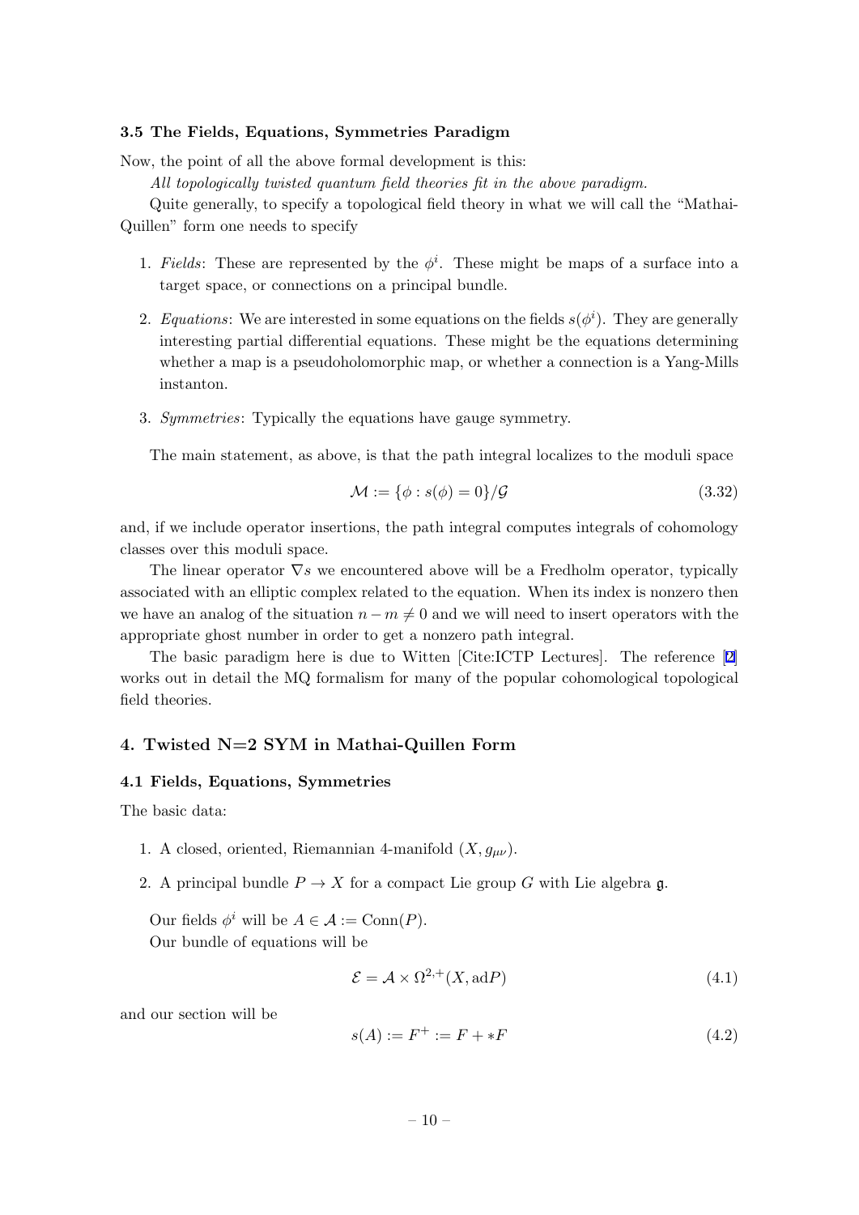### 3.5 The Fields, Equations, Symmetries Paradigm

Now, the point of all the above formal development is this:

*All topologically twisted quantum field theories fit in the above paradigm.*

Quite generally, to specify a topological field theory in what we will call the "Mathai-Quillen" form one needs to specify

1. *Fields*: These are represented by the $\phi^i$. These might be maps of a surface into a target space, or connections on a principal bundle.
2. *Equations*: We are interested in some equations on the fields $s(\phi^i)$. They are generally interesting partial differential equations. These might be the equations determining whether a map is a pseudoholomorphic map, or whether a connection is a Yang-Mills instanton.
3. *Symmetries*: Typically the equations have gauge symmetry.

The main statement, as above, is that the path integral localizes to the moduli space

$$\mathcal{M} := \{\phi : s(\phi) = 0\}/\mathcal{G} \tag{3.32}$$

and, if we include operator insertions, the path integral computes integrals of cohomology classes over this moduli space.

The linear operator $\nabla s$ we encountered above will be a Fredholm operator, typically associated with an elliptic complex related to the equation. When its index is nonzero then we have an analog of the situation $n - m \neq 0$ and we will need to insert operators with the appropriate ghost number in order to get a nonzero path integral.

The basic paradigm here is due to Witten [Cite:ICTP Lectures]. The reference [2] works out in detail the MQ formalism for many of the popular cohomological topological field theories.

## 4. Twisted N=2 SYM in Mathai-Quillen Form

### 4.1 Fields, Equations, Symmetries

The basic data:

1. A closed, oriented, Riemannian 4-manifold $(X, g_{\mu\nu})$.
2. A principal bundle $P \to X$ for a compact Lie group $G$ with Lie algebra $\mathfrak{g}$.

Our fields $\phi^i$ will be $A \in \mathcal{A} := \mathrm{Conn}(P)$.

Our bundle of equations will be

$$\mathcal{E} = \mathcal{A} \times \Omega^{2,+}(X, \mathrm{ad}P) \tag{4.1}$$

and our section will be

$$s(A) := F^+ := F + *F \tag{4.2}$$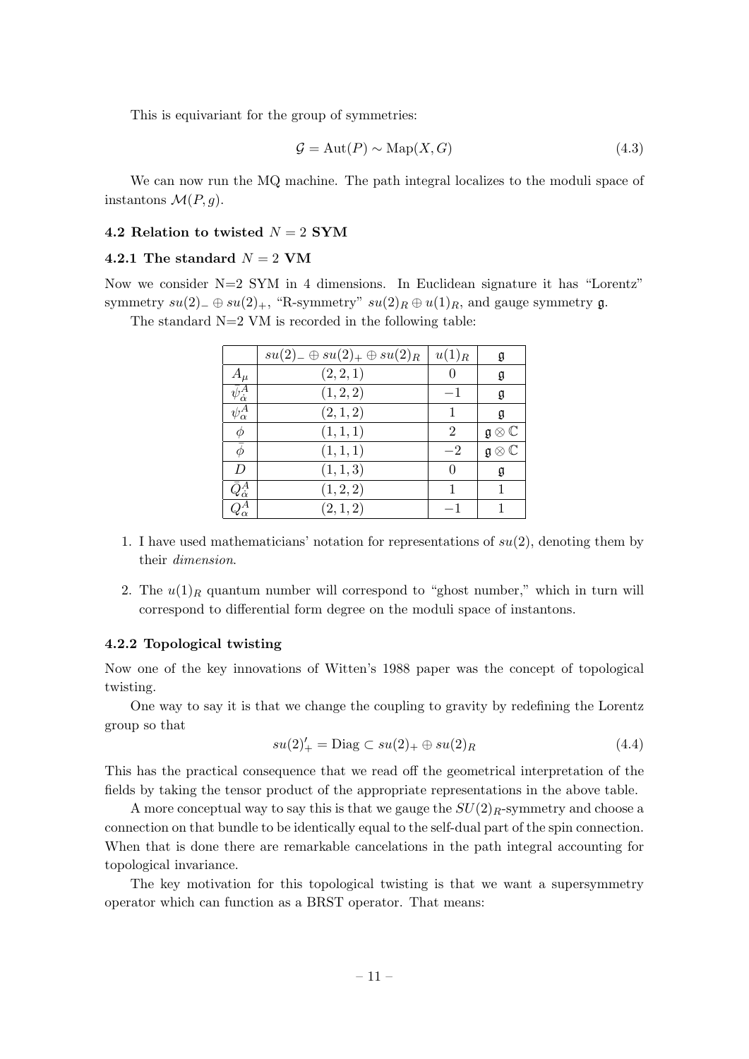This is equivariant for the group of symmetries:

$$\mathcal{G} = \mathrm{Aut}(P) \sim \mathrm{Map}(X, G) \tag{4.3}$$

We can now run the MQ machine. The path integral localizes to the moduli space of instantons $\mathcal{M}(P, g)$.

### 4.2 Relation to twisted $N = 2$ SYM

#### 4.2.1 The standard $N = 2$ VM

Now we consider N=2 SYM in 4 dimensions. In Euclidean signature it has "Lorentz" symmetry $su(2)_- \oplus su(2)_+$, "R-symmetry" $su(2)_R \oplus u(1)_R$, and gauge symmetry $\mathfrak{g}$.

The standard N=2 VM is recorded in the following table:

| | $su(2)_- \oplus su(2)_+ \oplus su(2)_R$ | $u(1)_R$ | $\mathfrak{g}$ |
|---|---|---|---|
| $A_\mu$ | $(2, 2, 1)$ | $0$ | $\mathfrak{g}$ |
| $\psi^A_{\dot{\alpha}}$ | $(1, 2, 2)$ | $-1$ | $\mathfrak{g}$ |
| $\psi^A_\alpha$ | $(2, 1, 2)$ | $1$ | $\mathfrak{g}$ |
| $\phi$ | $(1, 1, 1)$ | $2$ | $\mathfrak{g} \otimes \mathbb{C}$ |
| $\bar{\phi}$ | $(1, 1, 1)$ | $-2$ | $\mathfrak{g} \otimes \mathbb{C}$ |
| $D$ | $(1, 1, 3)$ | $0$ | $\mathfrak{g}$ |
| $\bar{Q}^A_{\dot{\alpha}}$ | $(1, 2, 2)$ | $1$ | $1$ |
| $Q^A_\alpha$ | $(2, 1, 2)$ | $-1$ | $1$ |

1. I have used mathematicians' notation for representations of $su(2)$, denoting them by their *dimension*.
2. The $u(1)_R$ quantum number will correspond to "ghost number," which in turn will correspond to differential form degree on the moduli space of instantons.

#### 4.2.2 Topological twisting

Now one of the key innovations of Witten's 1988 paper was the concept of topological twisting.

One way to say it is that we change the coupling to gravity by redefining the Lorentz group so that

$$su(2)'_+ = \mathrm{Diag} \subset su(2)_+ \oplus su(2)_R \tag{4.4}$$

This has the practical consequence that we read off the geometrical interpretation of the fields by taking the tensor product of the appropriate representations in the above table.

A more conceptual way to say this is that we gauge the $SU(2)_R$-symmetry and choose a connection on that bundle to be identically equal to the self-dual part of the spin connection. When that is done there are remarkable cancelations in the path integral accounting for topological invariance.

The key motivation for this topological twisting is that we want a supersymmetry operator which can function as a BRST operator. That means: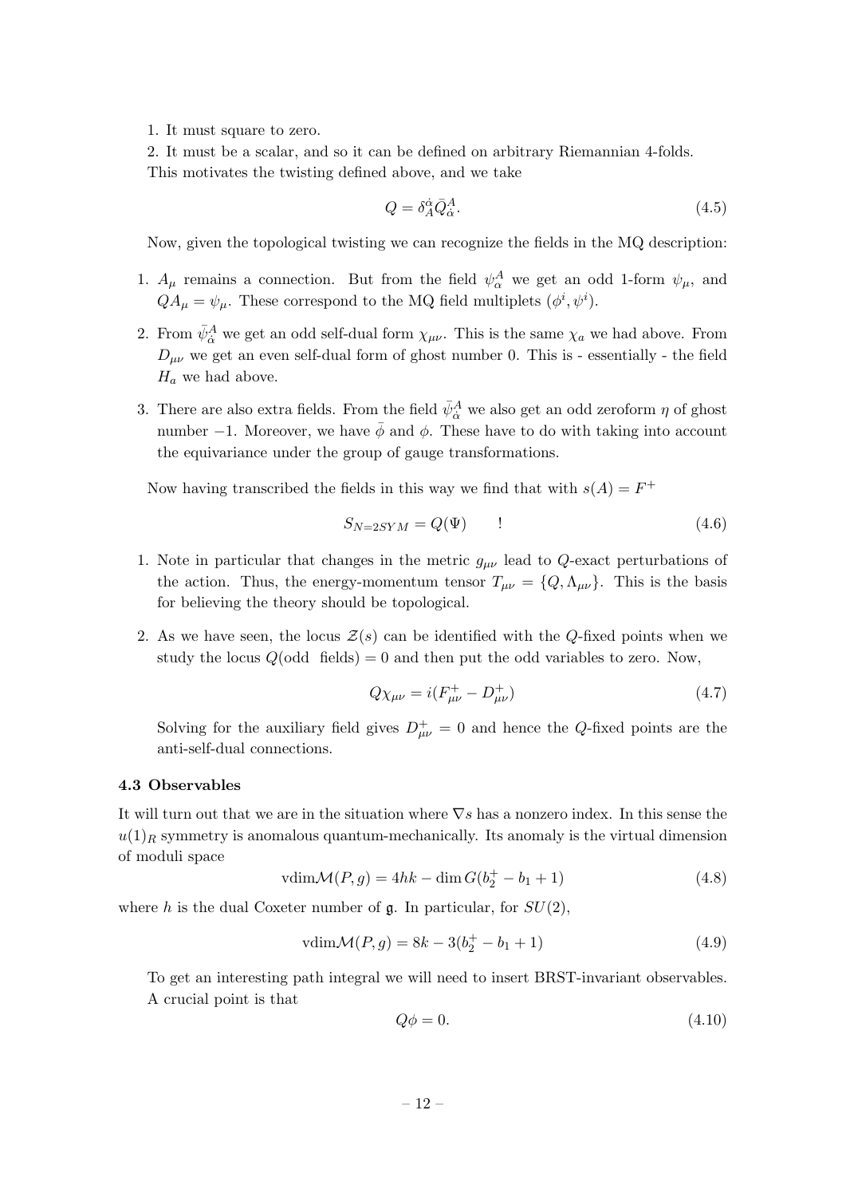1. It must square to zero.
2. It must be a scalar, and so it can be defined on arbitrary Riemannian 4-folds.

This motivates the twisting defined above, and we take

$$Q = \delta^{\dot{\alpha}}_A \bar{Q}^A_{\dot{\alpha}}. \tag{4.5}$$

Now, given the topological twisting we can recognize the fields in the MQ description:

1. $A_\mu$ remains a connection. But from the field $\psi^A_\alpha$ we get an odd 1-form $\psi_\mu$, and $QA_\mu = \psi_\mu$. These correspond to the MQ field multiplets $(\phi^i, \psi^i)$.
2. From $\bar{\psi}^A_{\dot{\alpha}}$ we get an odd self-dual form $\chi_{\mu\nu}$. This is the same $\chi_a$ we had above. From $D_{\mu\nu}$ we get an even self-dual form of ghost number 0. This is - essentially - the field $H_a$ we had above.
3. There are also extra fields. From the field $\bar{\psi}^A_{\dot{\alpha}}$ we also get an odd zeroform $\eta$ of ghost number $-1$. Moreover, we have $\bar{\phi}$ and $\phi$. These have to do with taking into account the equivariance under the group of gauge transformations.

Now having transcribed the fields in this way we find that with $s(A) = F^+$

$$S_{N=2SYM} = Q(\Psi) \qquad ! \tag{4.6}$$

1. Note in particular that changes in the metric $g_{\mu\nu}$ lead to $Q$-exact perturbations of the action. Thus, the energy-momentum tensor $T_{\mu\nu} = \{Q, \Lambda_{\mu\nu}\}$. This is the basis for believing the theory should be topological.
2. As we have seen, the locus $\mathcal{Z}(s)$ can be identified with the $Q$-fixed points when we study the locus $Q(\text{odd fields}) = 0$ and then put the odd variables to zero. Now,

$$Q\chi_{\mu\nu} = i(F^+_{\mu\nu} - D^+_{\mu\nu}) \tag{4.7}$$

Solving for the auxiliary field gives $D^+_{\mu\nu} = 0$ and hence the $Q$-fixed points are the anti-self-dual connections.

### 4.3 Observables

It will turn out that we are in the situation where $\nabla s$ has a nonzero index. In this sense the $u(1)_R$ symmetry is anomalous quantum-mechanically. Its anomaly is the virtual dimension of moduli space

$$\text{vdim}\mathcal{M}(P, g) = 4hk - \dim G(b^+_2 - b_1 + 1) \tag{4.8}$$

where $h$ is the dual Coxeter number of $\mathfrak{g}$. In particular, for $SU(2)$,

$$\text{vdim}\mathcal{M}(P, g) = 8k - 3(b^+_2 - b_1 + 1) \tag{4.9}$$

To get an interesting path integral we will need to insert BRST-invariant observables. A crucial point is that

$$Q\phi = 0. \tag{4.10}$$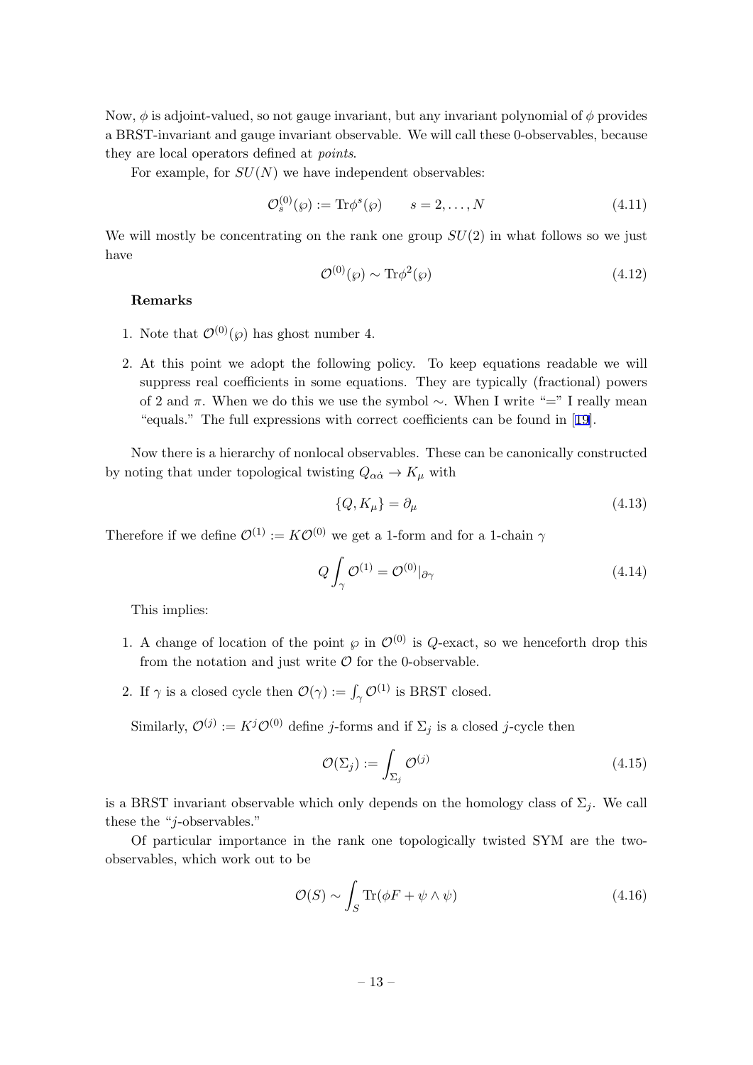Now, $\phi$ is adjoint-valued, so not gauge invariant, but any invariant polynomial of $\phi$ provides a BRST-invariant and gauge invariant observable. We will call these 0-observables, because they are local operators defined at *points*.

For example, for $SU(N)$ we have independent observables:

$$\mathcal{O}_s^{(0)}(\wp) := \mathrm{Tr}\phi^s(\wp) \qquad s = 2, \ldots, N \tag{4.11}$$

We will mostly be concentrating on the rank one group $SU(2)$ in what follows so we just have

$$\mathcal{O}^{(0)}(\wp) \sim \mathrm{Tr}\phi^2(\wp) \tag{4.12}$$

**Remarks**

1. Note that $\mathcal{O}^{(0)}(\wp)$ has ghost number 4.
2. At this point we adopt the following policy. To keep equations readable we will suppress real coefficients in some equations. They are typically (fractional) powers of 2 and $\pi$. When we do this we use the symbol $\sim$. When I write "=" I really mean "equals." The full expressions with correct coefficients can be found in [19].

Now there is a hierarchy of nonlocal observables. These can be canonically constructed by noting that under topological twisting $Q_{\alpha\dot{\alpha}} \to K_\mu$ with

$$\{Q, K_\mu\} = \partial_\mu \tag{4.13}$$

Therefore if we define $\mathcal{O}^{(1)} := K\mathcal{O}^{(0)}$ we get a 1-form and for a 1-chain $\gamma$

$$Q\int_\gamma \mathcal{O}^{(1)} = \mathcal{O}^{(0)}|_{\partial\gamma} \tag{4.14}$$

This implies:

1. A change of location of the point $\wp$ in $\mathcal{O}^{(0)}$ is $Q$-exact, so we henceforth drop this from the notation and just write $\mathcal{O}$ for the 0-observable.
2. If $\gamma$ is a closed cycle then $\mathcal{O}(\gamma) := \int_\gamma \mathcal{O}^{(1)}$ is BRST closed.

Similarly, $\mathcal{O}^{(j)} := K^j\mathcal{O}^{(0)}$ define $j$-forms and if $\Sigma_j$ is a closed $j$-cycle then

$$\mathcal{O}(\Sigma_j) := \int_{\Sigma_j} \mathcal{O}^{(j)} \tag{4.15}$$

is a BRST invariant observable which only depends on the homology class of $\Sigma_j$. We call these the "$j$-observables."

Of particular importance in the rank one topologically twisted SYM are the two-observables, which work out to be

$$\mathcal{O}(S) \sim \int_S \mathrm{Tr}(\phi F + \psi \wedge \psi) \tag{4.16}$$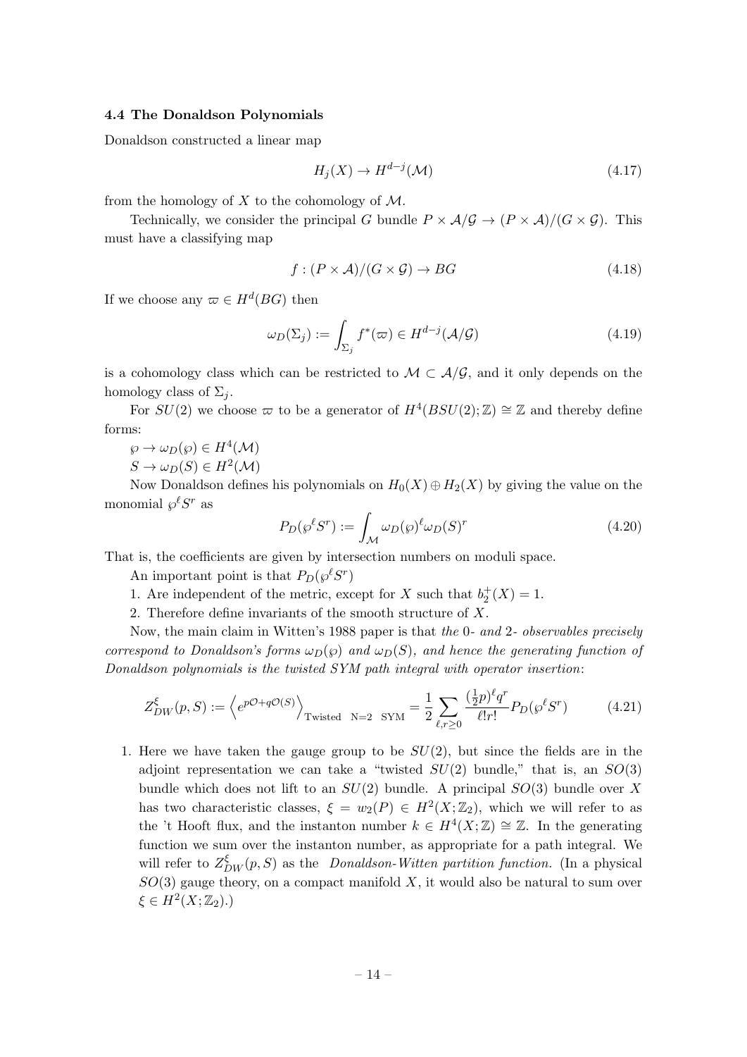### 4.4 The Donaldson Polynomials

Donaldson constructed a linear map

$$H_j(X) \to H^{d-j}(\mathcal{M}) \tag{4.17}$$

from the homology of $X$ to the cohomology of $\mathcal{M}$.

Technically, we consider the principal $G$ bundle $P \times \mathcal{A}/\mathcal{G} \to (P \times \mathcal{A})/(G \times \mathcal{G})$. This must have a classifying map

$$f : (P \times \mathcal{A})/(G \times \mathcal{G}) \to BG \tag{4.18}$$

If we choose any $\varpi \in H^d(BG)$ then

$$\omega_D(\Sigma_j) := \int_{\Sigma_j} f^*(\varpi) \in H^{d-j}(\mathcal{A}/\mathcal{G}) \tag{4.19}$$

is a cohomology class which can be restricted to $\mathcal{M} \subset \mathcal{A}/\mathcal{G}$, and it only depends on the homology class of $\Sigma_j$.

For $SU(2)$ we choose $\varpi$ to be a generator of $H^4(BSU(2);\mathbb{Z}) \cong \mathbb{Z}$ and thereby define forms:

$\wp \to \omega_D(\wp) \in H^4(\mathcal{M})$

$S \to \omega_D(S) \in H^2(\mathcal{M})$

Now Donaldson defines his polynomials on $H_0(X) \oplus H_2(X)$ by giving the value on the monomial $\wp^\ell S^r$ as

$$P_D(\wp^\ell S^r) := \int_{\mathcal{M}} \omega_D(\wp)^\ell \omega_D(S)^r \tag{4.20}$$

That is, the coefficients are given by intersection numbers on moduli space.

An important point is that $P_D(\wp^\ell S^r)$

1. Are independent of the metric, except for $X$ such that $b_2^+(X) = 1$.
2. Therefore define invariants of the smooth structure of $X$.

Now, the main claim in Witten's 1988 paper is that *the* 0- *and* 2- *observables precisely correspond to Donaldson's forms* $\omega_D(\wp)$ *and* $\omega_D(S)$*, and hence the generating function of Donaldson polynomials is the twisted SYM path integral with operator insertion*:

$$Z_{DW}^{\xi}(p,S) := \left\langle e^{p\mathcal{O} + q\mathcal{O}(S)} \right\rangle_{\text{Twisted N=2 SYM}} = \frac{1}{2} \sum_{\ell, r \geq 0} \frac{(\frac{1}{2}p)^\ell q^r}{\ell! r!} P_D(\wp^\ell S^r) \tag{4.21}$$

1. Here we have taken the gauge group to be $SU(2)$, but since the fields are in the adjoint representation we can take a "twisted $SU(2)$ bundle," that is, an $SO(3)$ bundle which does not lift to an $SU(2)$ bundle. A principal $SO(3)$ bundle over $X$ has two characteristic classes, $\xi = w_2(P) \in H^2(X;\mathbb{Z}_2)$, which we will refer to as the 't Hooft flux, and the instanton number $k \in H^4(X;\mathbb{Z}) \cong \mathbb{Z}$. In the generating function we sum over the instanton number, as appropriate for a path integral. We will refer to $Z_{DW}^{\xi}(p,S)$ as the *Donaldson-Witten partition function.* (In a physical $SO(3)$ gauge theory, on a compact manifold $X$, it would also be natural to sum over $\xi \in H^2(X;\mathbb{Z}_2)$.)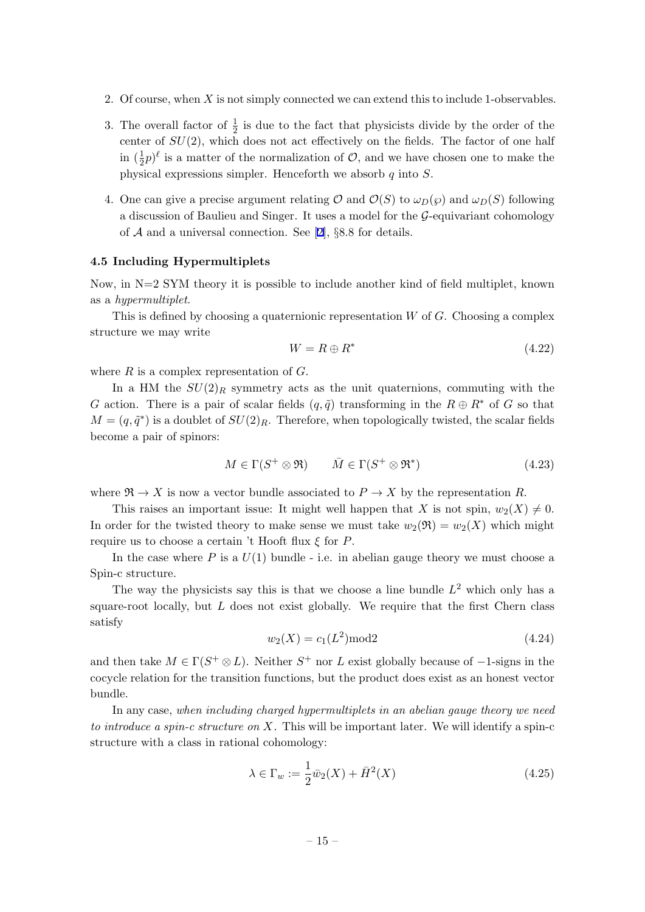2. Of course, when $X$ is not simply connected we can extend this to include 1-observables.

3. The overall factor of $\frac{1}{2}$ is due to the fact that physicists divide by the order of the center of $SU(2)$, which does not act effectively on the fields. The factor of one half in $(\frac{1}{2}p)^\ell$ is a matter of the normalization of $\mathcal{O}$, and we have chosen one to make the physical expressions simpler. Henceforth we absorb $q$ into $S$.

4. One can give a precise argument relating $\mathcal{O}$ and $\mathcal{O}(S)$ to $\omega_D(\wp)$ and $\omega_D(S)$ following a discussion of Baulieu and Singer. It uses a model for the $\mathcal{G}$-equivariant cohomology of $\mathcal{A}$ and a universal connection. See [2], §8.8 for details.

### 4.5 Including Hypermultiplets

Now, in N=2 SYM theory it is possible to include another kind of field multiplet, known as a *hypermultiplet*.

This is defined by choosing a quaternionic representation $W$ of $G$. Choosing a complex structure we may write

$$W = R \oplus R^* \tag{4.22}$$

where $R$ is a complex representation of $G$.

In a HM the $SU(2)_R$ symmetry acts as the unit quaternions, commuting with the $G$ action. There is a pair of scalar fields $(q, \tilde{q})$ transforming in the $R \oplus R^*$ of $G$ so that $M = (q, \tilde{q}^*)$ is a doublet of $SU(2)_R$. Therefore, when topologically twisted, the scalar fields become a pair of spinors:

$$M \in \Gamma(S^+ \otimes \mathfrak{R}) \qquad \bar{M} \in \Gamma(S^+ \otimes \mathfrak{R}^*) \tag{4.23}$$

where $\mathfrak{R} \to X$ is now a vector bundle associated to $P \to X$ by the representation $R$.

This raises an important issue: It might well happen that $X$ is not spin, $w_2(X) \neq 0$. In order for the twisted theory to make sense we must take $w_2(\mathfrak{R}) = w_2(X)$ which might require us to choose a certain 't Hooft flux $\xi$ for $P$.

In the case where $P$ is a $U(1)$ bundle - i.e. in abelian gauge theory we must choose a Spin-c structure.

The way the physicists say this is that we choose a line bundle $L^2$ which only has a square-root locally, but $L$ does not exist globally. We require that the first Chern class satisfy

$$w_2(X) = c_1(L^2) \text{mod} 2 \tag{4.24}$$

and then take $M \in \Gamma(S^+ \otimes L)$. Neither $S^+$ nor $L$ exist globally because of $-1$-signs in the cocycle relation for the transition functions, but the product does exist as an honest vector bundle.

In any case, *when including charged hypermultiplets in an abelian gauge theory we need to introduce a spin-c structure on $X$.* This will be important later. We will identify a spin-c structure with a class in rational cohomology:

$$\lambda \in \Gamma_w := \frac{1}{2}\bar{w}_2(X) + \bar{H}^2(X) \tag{4.25}$$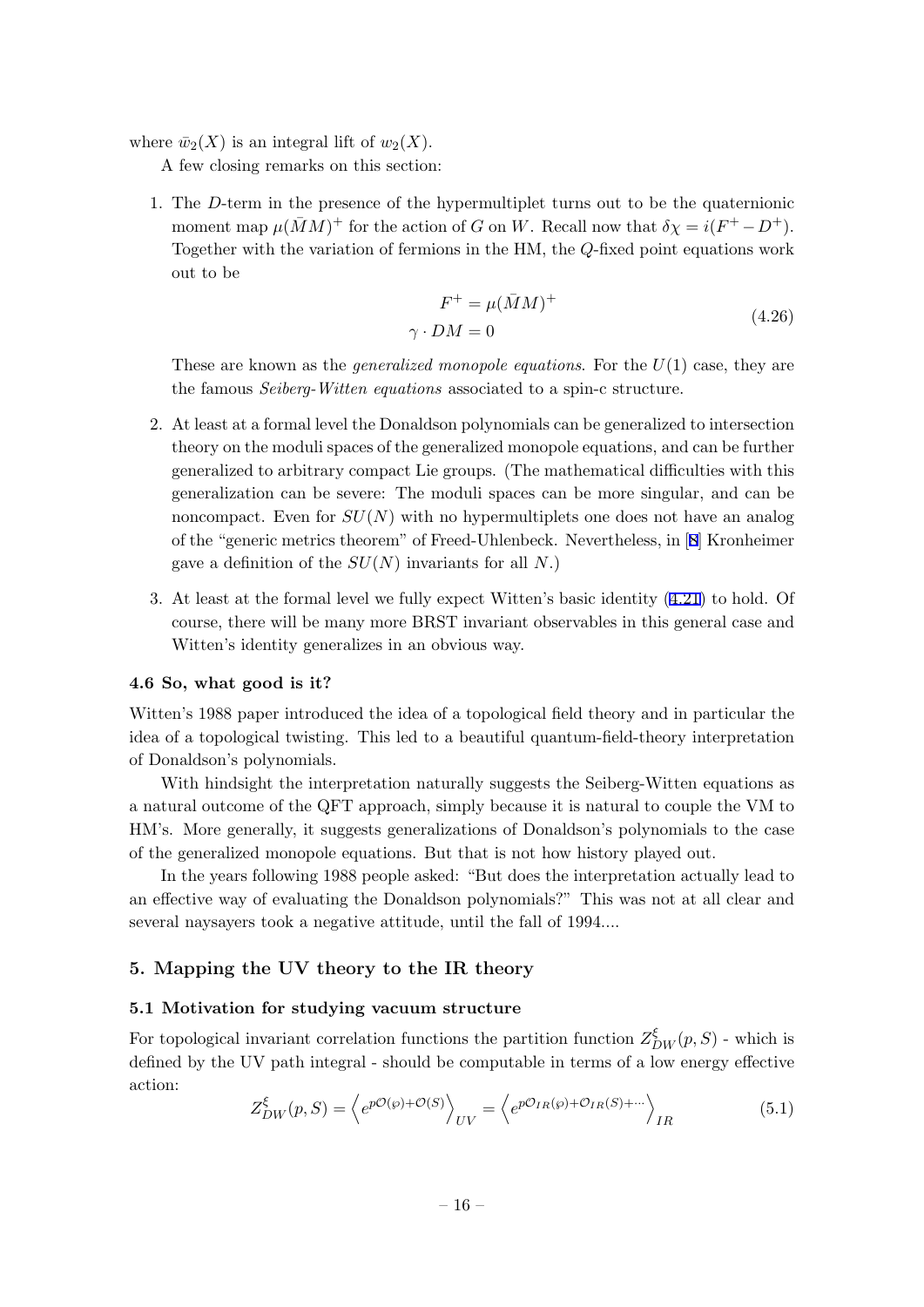where $\bar{w}_2(X)$ is an integral lift of $w_2(X)$.

A few closing remarks on this section:

1. The $D$-term in the presence of the hypermultiplet turns out to be the quaternionic moment map $\mu(\bar{M}M)^+$ for the action of $G$ on $W$. Recall now that $\delta\chi = i(F^+ - D^+)$. Together with the variation of fermions in the HM, the $Q$-fixed point equations work out to be

$$
\begin{aligned}
F^+ &= \mu(\bar{M}M)^+ \\
\gamma \cdot DM &= 0
\end{aligned}
\tag{4.26}
$$

These are known as the *generalized monopole equations*. For the $U(1)$ case, they are the famous *Seiberg-Witten equations* associated to a spin-c structure.

2. At least at a formal level the Donaldson polynomials can be generalized to intersection theory on the moduli spaces of the generalized monopole equations, and can be further generalized to arbitrary compact Lie groups. (The mathematical difficulties with this generalization can be severe: The moduli spaces can be more singular, and can be noncompact. Even for $SU(N)$ with no hypermultiplets one does not have an analog of the "generic metrics theorem" of Freed-Uhlenbeck. Nevertheless, in [8] Kronheimer gave a definition of the $SU(N)$ invariants for all $N$.)

3. At least at the formal level we fully expect Witten's basic identity (4.21) to hold. Of course, there will be many more BRST invariant observables in this general case and Witten's identity generalizes in an obvious way.

### 4.6 So, what good is it?

Witten's 1988 paper introduced the idea of a topological field theory and in particular the idea of a topological twisting. This led to a beautiful quantum-field-theory interpretation of Donaldson's polynomials.

With hindsight the interpretation naturally suggests the Seiberg-Witten equations as a natural outcome of the QFT approach, simply because it is natural to couple the VM to HM's. More generally, it suggests generalizations of Donaldson's polynomials to the case of the generalized monopole equations. But that is not how history played out.

In the years following 1988 people asked: "But does the interpretation actually lead to an effective way of evaluating the Donaldson polynomials?" This was not at all clear and several naysayers took a negative attitude, until the fall of 1994....

## 5. Mapping the UV theory to the IR theory

### 5.1 Motivation for studying vacuum structure

For topological invariant correlation functions the partition function $Z^{\xi}_{DW}(p,S)$ - which is defined by the UV path integral - should be computable in terms of a low energy effective action:

$$
Z^{\xi}_{DW}(p,S) = \left\langle e^{p\mathcal{O}(\wp)+\mathcal{O}(S)} \right\rangle_{UV} = \left\langle e^{p\mathcal{O}_{IR}(\wp)+\mathcal{O}_{IR}(S)+\cdots} \right\rangle_{IR}
\tag{5.1}
$$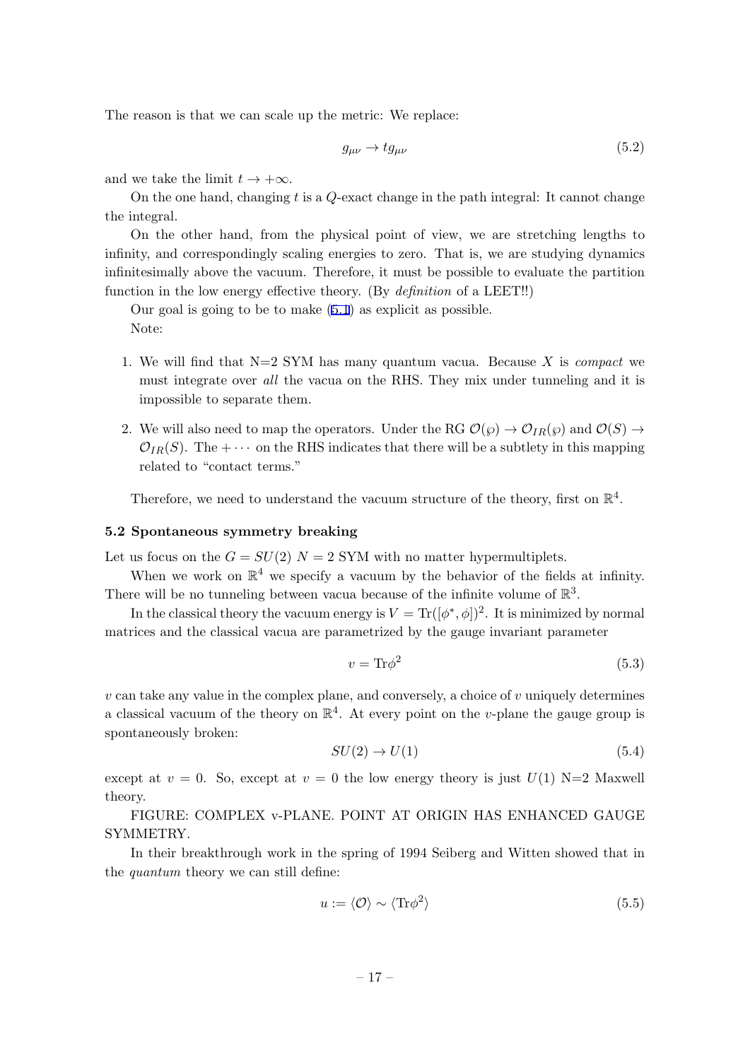The reason is that we can scale up the metric: We replace:

$$g_{\mu\nu} \to t g_{\mu\nu} \tag{5.2}$$

and we take the limit $t \to +\infty$.

On the one hand, changing $t$ is a $Q$-exact change in the path integral: It cannot change the integral.

On the other hand, from the physical point of view, we are stretching lengths to infinity, and correspondingly scaling energies to zero. That is, we are studying dynamics infinitesimally above the vacuum. Therefore, it must be possible to evaluate the partition function in the low energy effective theory. (By *definition* of a LEET!!)

Our goal is going to be to make (5.1) as explicit as possible.

Note:

1. We will find that N=2 SYM has many quantum vacua. Because $X$ is *compact* we must integrate over *all* the vacua on the RHS. They mix under tunneling and it is impossible to separate them.

2. We will also need to map the operators. Under the RG $\mathcal{O}(\wp) \to \mathcal{O}_{IR}(\wp)$ and $\mathcal{O}(S) \to \mathcal{O}_{IR}(S)$. The $+\cdots$ on the RHS indicates that there will be a subtlety in this mapping related to "contact terms."

Therefore, we need to understand the vacuum structure of the theory, first on $\mathbb{R}^4$.

### 5.2 Spontaneous symmetry breaking

Let us focus on the $G = SU(2)$ $N = 2$ SYM with no matter hypermultiplets.

When we work on $\mathbb{R}^4$ we specify a vacuum by the behavior of the fields at infinity. There will be no tunneling between vacua because of the infinite volume of $\mathbb{R}^3$.

In the classical theory the vacuum energy is $V = \mathrm{Tr}([\phi^*, \phi])^2$. It is minimized by normal matrices and the classical vacua are parametrized by the gauge invariant parameter

$$v = \mathrm{Tr}\phi^2 \tag{5.3}$$

$v$ can take any value in the complex plane, and conversely, a choice of $v$ uniquely determines a classical vacuum of the theory on $\mathbb{R}^4$. At every point on the $v$-plane the gauge group is spontaneously broken:

$$SU(2) \to U(1) \tag{5.4}$$

except at $v = 0$. So, except at $v = 0$ the low energy theory is just $U(1)$ N=2 Maxwell theory.

FIGURE: COMPLEX v-PLANE. POINT AT ORIGIN HAS ENHANCED GAUGE SYMMETRY.

In their breakthrough work in the spring of 1994 Seiberg and Witten showed that in the *quantum* theory we can still define:

$$u := \langle \mathcal{O} \rangle \sim \langle \mathrm{Tr}\phi^2 \rangle \tag{5.5}$$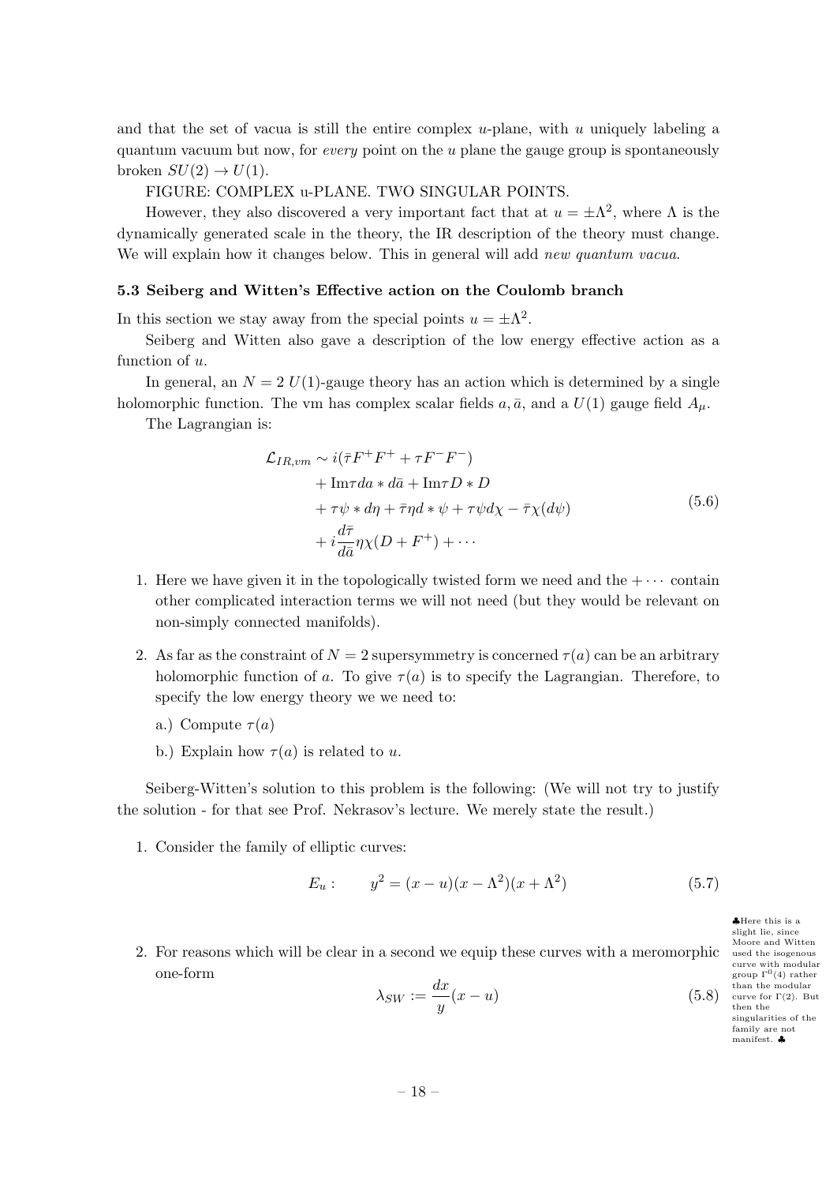and that the set of vacua is still the entire complex $u$-plane, with $u$ uniquely labeling a quantum vacuum but now, for *every* point on the $u$ plane the gauge group is spontaneously broken $SU(2) \to U(1)$.

FIGURE: COMPLEX u-PLANE. TWO SINGULAR POINTS.

However, they also discovered a very important fact that at $u = \pm\Lambda^2$, where $\Lambda$ is the dynamically generated scale in the theory, the IR description of the theory must change. We will explain how it changes below. This in general will add *new quantum vacua*.

### 5.3 Seiberg and Witten's Effective action on the Coulomb branch

In this section we stay away from the special points $u = \pm\Lambda^2$.

Seiberg and Witten also gave a description of the low energy effective action as a function of $u$.

In general, an $N = 2$ $U(1)$-gauge theory has an action which is determined by a single holomorphic function. The vm has complex scalar fields $a, \bar{a}$, and a $U(1)$ gauge field $A_\mu$.

The Lagrangian is:

$$
\begin{aligned}
\mathcal{L}_{IR,vm} \sim\ & i(\bar{\tau}F^+F^+ + \tau F^-F^-) \\
& + \mathrm{Im}\tau da * d\bar{a} + \mathrm{Im}\tau D * D \\
& + \tau\psi * d\eta + \bar{\tau}\eta d * \psi + \tau\psi d\chi - \bar{\tau}\chi(d\psi) \\
& + i\frac{d\bar{\tau}}{d\bar{a}}\eta\chi(D + F^+) + \cdots
\end{aligned}
\tag{5.6}
$$

1. Here we have given it in the topologically twisted form we need and the $+\cdots$ contain other complicated interaction terms we will not need (but they would be relevant on non-simply connected manifolds).

2. As far as the constraint of $N = 2$ supersymmetry is concerned $\tau(a)$ can be an arbitrary holomorphic function of $a$. To give $\tau(a)$ is to specify the Lagrangian. Therefore, to specify the low energy theory we we need to:

   a.) Compute $\tau(a)$

   b.) Explain how $\tau(a)$ is related to $u$.

Seiberg-Witten's solution to this problem is the following: (We will not try to justify the solution - for that see Prof. Nekrasov's lecture. We merely state the result.)

1. Consider the family of elliptic curves:

$$
E_u: \qquad y^2 = (x - u)(x - \Lambda^2)(x + \Lambda^2)
\tag{5.7}
$$

♣Here this is a slight lie, since Moore and Witten used the isogenous curve with modular group $\Gamma^0(4)$ rather than the modular curve for $\Gamma(2)$. But then the singularities of the family are not manifest. ♣

2. For reasons which will be clear in a second we equip these curves with a meromorphic one-form

$$
\lambda_{SW} := \frac{dx}{y}(x - u)
\tag{5.8}
$$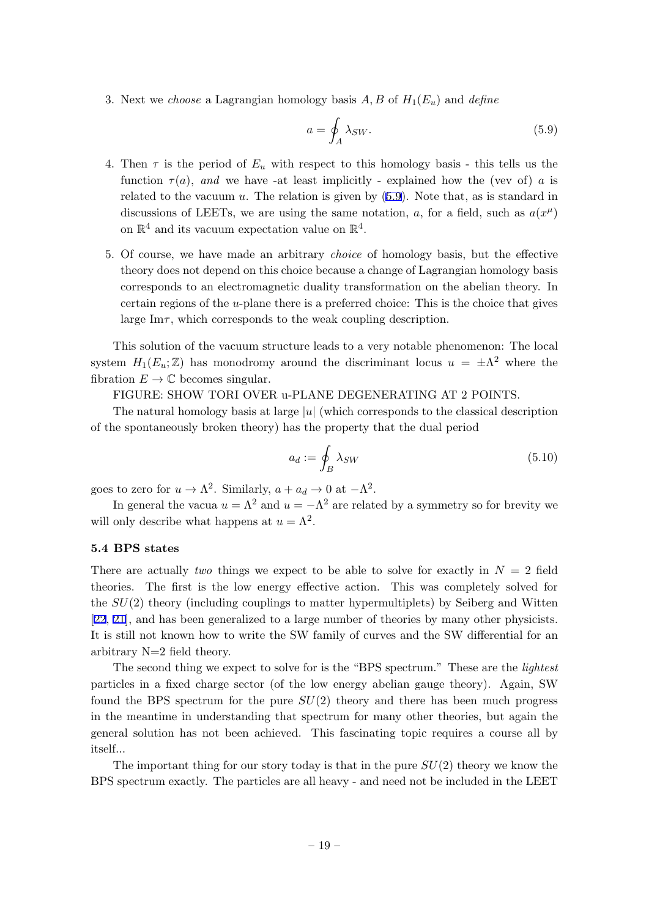3. Next we *choose* a Lagrangian homology basis $A, B$ of $H_1(E_u)$ and *define*

$$a = \oint_A \lambda_{SW}. \tag{5.9}$$

4. Then $\tau$ is the period of $E_u$ with respect to this homology basis - this tells us the function $\tau(a)$, *and* we have -at least implicitly - explained how the (vev of) $a$ is related to the vacuum $u$. The relation is given by (5.9). Note that, as is standard in discussions of LEETs, we are using the same notation, $a$, for a field, such as $a(x^\mu)$ on $\mathbb{R}^4$ and its vacuum expectation value on $\mathbb{R}^4$.

5. Of course, we have made an arbitrary *choice* of homology basis, but the effective theory does not depend on this choice because a change of Lagrangian homology basis corresponds to an electromagnetic duality transformation on the abelian theory. In certain regions of the $u$-plane there is a preferred choice: This is the choice that gives large Im$\tau$, which corresponds to the weak coupling description.

This solution of the vacuum structure leads to a very notable phenomenon: The local system $H_1(E_u;\mathbb{Z})$ has monodromy around the discriminant locus $u = \pm\Lambda^2$ where the fibration $E \to \mathbb{C}$ becomes singular.

FIGURE: SHOW TORI OVER u-PLANE DEGENERATING AT 2 POINTS.

The natural homology basis at large $|u|$ (which corresponds to the classical description of the spontaneously broken theory) has the property that the dual period

$$a_d := \oint_B \lambda_{SW} \tag{5.10}$$

goes to zero for $u \to \Lambda^2$. Similarly, $a + a_d \to 0$ at $-\Lambda^2$.

In general the vacua $u = \Lambda^2$ and $u = -\Lambda^2$ are related by a symmetry so for brevity we will only describe what happens at $u = \Lambda^2$.

### 5.4 BPS states

There are actually *two* things we expect to be able to solve for exactly in $N = 2$ field theories. The first is the low energy effective action. This was completely solved for the $SU(2)$ theory (including couplings to matter hypermultiplets) by Seiberg and Witten [22, 21], and has been generalized to a large number of theories by many other physicists. It is still not known how to write the SW family of curves and the SW differential for an arbitrary N=2 field theory.

The second thing we expect to solve for is the "BPS spectrum." These are the *lightest* particles in a fixed charge sector (of the low energy abelian gauge theory). Again, SW found the BPS spectrum for the pure $SU(2)$ theory and there has been much progress in the meantime in understanding that spectrum for many other theories, but again the general solution has not been achieved. This fascinating topic requires a course all by itself...

The important thing for our story today is that in the pure $SU(2)$ theory we know the BPS spectrum exactly. The particles are all heavy - and need not be included in the LEET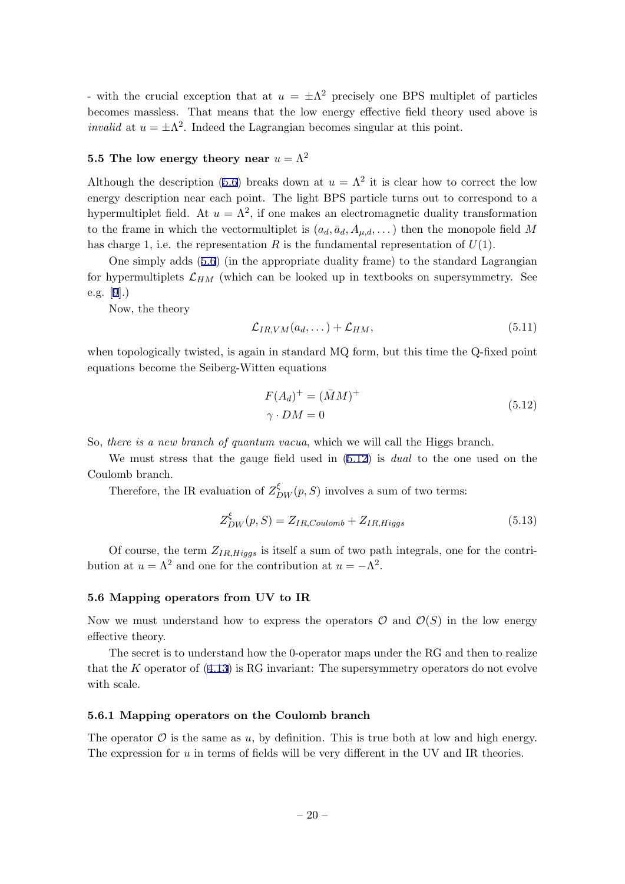- with the crucial exception that at $u = \pm\Lambda^2$ precisely one BPS multiplet of particles becomes massless. That means that the low energy effective field theory used above is *invalid* at $u = \pm\Lambda^2$. Indeed the Lagrangian becomes singular at this point.

### 5.5 The low energy theory near $u = \Lambda^2$

Although the description (5.6) breaks down at $u = \Lambda^2$ it is clear how to correct the low energy description near each point. The light BPS particle turns out to correspond to a hypermultiplet field. At $u = \Lambda^2$, if one makes an electromagnetic duality transformation to the frame in which the vectormultiplet is $(a_d, \bar{a}_d, A_{\mu,d}, \dots)$ then the monopole field $M$ has charge 1, i.e. the representation $R$ is the fundamental representation of $U(1)$.

One simply adds (5.6) (in the appropriate duality frame) to the standard Lagrangian for hypermultiplets $\mathcal{L}_{HM}$ (which can be looked up in textbooks on supersymmetry. See e.g. [9].)

Now, the theory

$$\mathcal{L}_{IR,VM}(a_d, \dots) + \mathcal{L}_{HM}, \tag{5.11}$$

when topologically twisted, is again in standard MQ form, but this time the Q-fixed point equations become the Seiberg-Witten equations

$$\begin{aligned} F(A_d)^+ &= (\bar{M}M)^+ \\ \gamma \cdot DM &= 0 \end{aligned} \tag{5.12}$$

So, *there is a new branch of quantum vacua*, which we will call the Higgs branch.

We must stress that the gauge field used in (5.12) is *dual* to the one used on the Coulomb branch.

Therefore, the IR evaluation of $Z^{\xi}_{DW}(p, S)$ involves a sum of two terms:

$$Z^{\xi}_{DW}(p, S) = Z_{IR,Coulomb} + Z_{IR,Higgs} \tag{5.13}$$

Of course, the term $Z_{IR,Higgs}$ is itself a sum of two path integrals, one for the contribution at $u = \Lambda^2$ and one for the contribution at $u = -\Lambda^2$.

### 5.6 Mapping operators from UV to IR

Now we must understand how to express the operators $\mathcal{O}$ and $\mathcal{O}(S)$ in the low energy effective theory.

The secret is to understand how the 0-operator maps under the RG and then to realize that the $K$ operator of (4.13) is RG invariant: The supersymmetry operators do not evolve with scale.

#### 5.6.1 Mapping operators on the Coulomb branch

The operator $\mathcal{O}$ is the same as $u$, by definition. This is true both at low and high energy. The expression for $u$ in terms of fields will be very different in the UV and IR theories.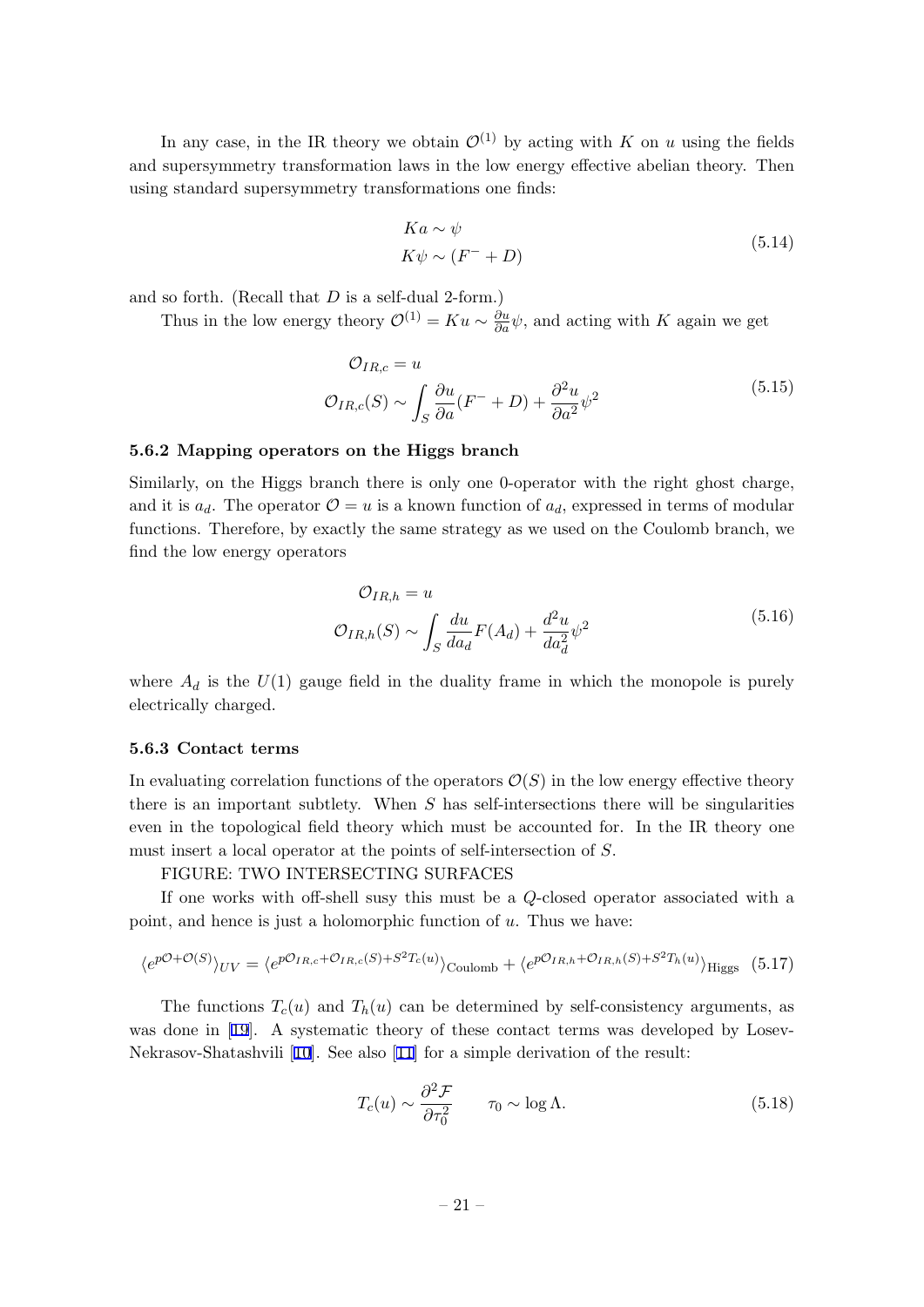In any case, in the IR theory we obtain $\mathcal{O}^{(1)}$ by acting with $K$ on $u$ using the fields and supersymmetry transformation laws in the low energy effective abelian theory. Then using standard supersymmetry transformations one finds:

$$
\begin{aligned}
Ka &\sim \psi \\
K\psi &\sim (F^- + D)
\end{aligned}
\tag{5.14}
$$

and so forth. (Recall that $D$ is a self-dual 2-form.)

Thus in the low energy theory $\mathcal{O}^{(1)} = Ku \sim \frac{\partial u}{\partial a}\psi$, and acting with $K$ again we get

$$
\begin{aligned}
\mathcal{O}_{IR,c} &= u \\
\mathcal{O}_{IR,c}(S) &\sim \int_S \frac{\partial u}{\partial a}(F^- + D) + \frac{\partial^2 u}{\partial a^2}\psi^2
\end{aligned}
\tag{5.15}
$$

### 5.6.2 Mapping operators on the Higgs branch

Similarly, on the Higgs branch there is only one 0-operator with the right ghost charge, and it is $a_d$. The operator $\mathcal{O} = u$ is a known function of $a_d$, expressed in terms of modular functions. Therefore, by exactly the same strategy as we used on the Coulomb branch, we find the low energy operators

$$
\begin{aligned}
\mathcal{O}_{IR,h} &= u \\
\mathcal{O}_{IR,h}(S) &\sim \int_S \frac{du}{da_d}F(A_d) + \frac{d^2 u}{da_d^2}\psi^2
\end{aligned}
\tag{5.16}
$$

where $A_d$ is the $U(1)$ gauge field in the duality frame in which the monopole is purely electrically charged.

### 5.6.3 Contact terms

In evaluating correlation functions of the operators $\mathcal{O}(S)$ in the low energy effective theory there is an important subtlety. When $S$ has self-intersections there will be singularities even in the topological field theory which must be accounted for. In the IR theory one must insert a local operator at the points of self-intersection of $S$.

FIGURE: TWO INTERSECTING SURFACES

If one works with off-shell susy this must be a $Q$-closed operator associated with a point, and hence is just a holomorphic function of $u$. Thus we have:

$$
\langle e^{p\mathcal{O}+\mathcal{O}(S)}\rangle_{UV} = \langle e^{p\mathcal{O}_{IR,c}+\mathcal{O}_{IR,c}(S)+S^2 T_c(u)}\rangle_{\text{Coulomb}} + \langle e^{p\mathcal{O}_{IR,h}+\mathcal{O}_{IR,h}(S)+S^2 T_h(u)}\rangle_{\text{Higgs}} \tag{5.17}
$$

The functions $T_c(u)$ and $T_h(u)$ can be determined by self-consistency arguments, as was done in [19]. A systematic theory of these contact terms was developed by Losev-Nekrasov-Shatashvili [10]. See also [11] for a simple derivation of the result:

$$
T_c(u) \sim \frac{\partial^2 \mathcal{F}}{\partial \tau_0^2} \qquad \tau_0 \sim \log \Lambda. \tag{5.18}
$$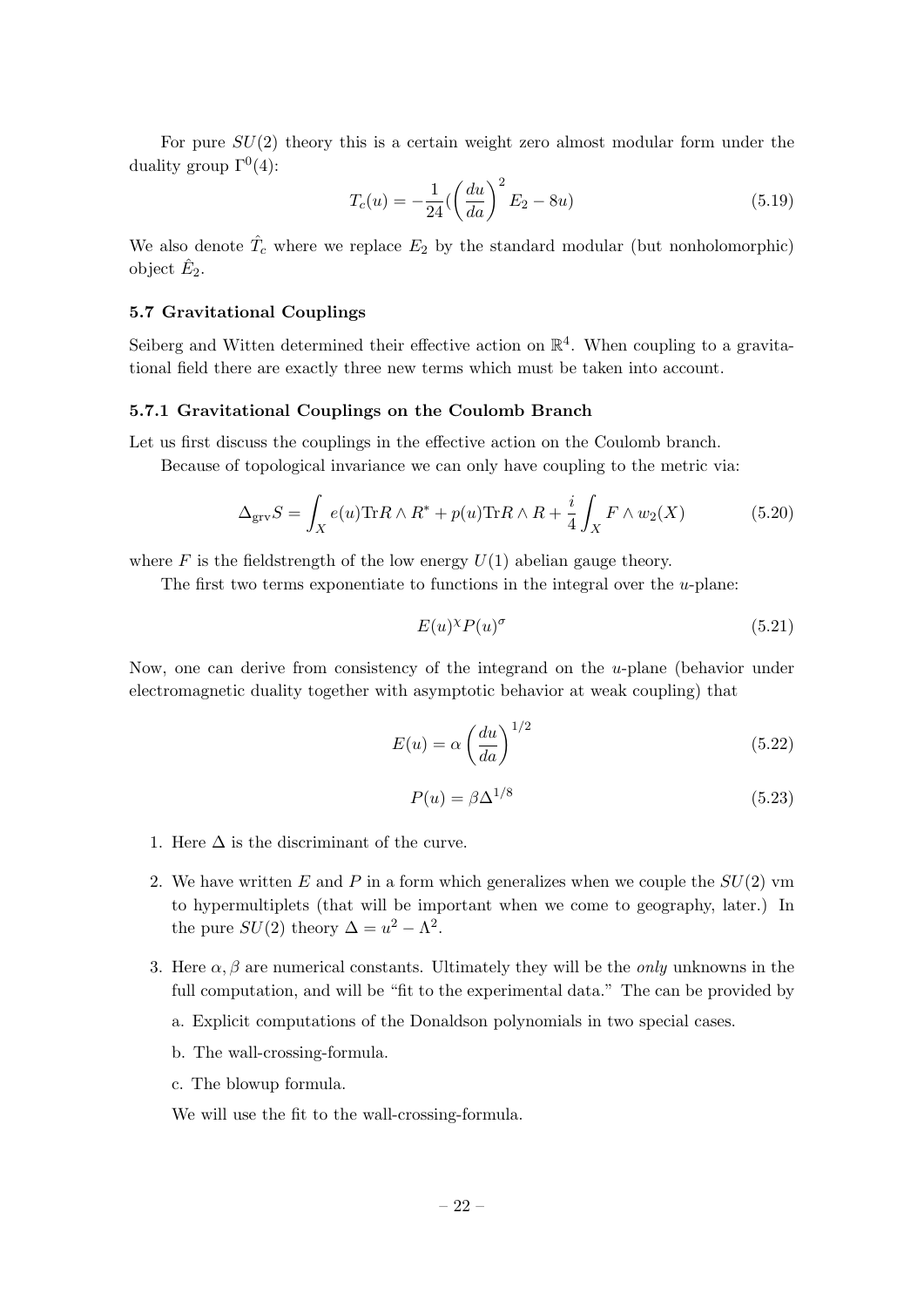For pure $SU(2)$ theory this is a certain weight zero almost modular form under the duality group $\Gamma^0(4)$:

$$T_c(u) = -\frac{1}{24}(\left(\frac{du}{da}\right)^2 E_2 - 8u) \tag{5.19}$$

We also denote $\hat{T}_c$ where we replace $E_2$ by the standard modular (but nonholomorphic) object $\hat{E}_2$.

### 5.7 Gravitational Couplings

Seiberg and Witten determined their effective action on $\mathbb{R}^4$. When coupling to a gravitational field there are exactly three new terms which must be taken into account.

#### 5.7.1 Gravitational Couplings on the Coulomb Branch

Let us first discuss the couplings in the effective action on the Coulomb branch.

Because of topological invariance we can only have coupling to the metric via:

$$\Delta_{\rm grv} S = \int_X e(u) {\rm Tr} R \wedge R^* + p(u) {\rm Tr} R \wedge R + \frac{i}{4}\int_X F \wedge w_2(X) \tag{5.20}$$

where $F$ is the fieldstrength of the low energy $U(1)$ abelian gauge theory.

The first two terms exponentiate to functions in the integral over the $u$-plane:

$$E(u)^{\chi} P(u)^{\sigma} \tag{5.21}$$

Now, one can derive from consistency of the integrand on the $u$-plane (behavior under electromagnetic duality together with asymptotic behavior at weak coupling) that

$$E(u) = \alpha \left(\frac{du}{da}\right)^{1/2} \tag{5.22}$$

$$P(u) = \beta \Delta^{1/8} \tag{5.23}$$

1. Here $\Delta$ is the discriminant of the curve.
2. We have written $E$ and $P$ in a form which generalizes when we couple the $SU(2)$ vm to hypermultiplets (that will be important when we come to geography, later.) In the pure $SU(2)$ theory $\Delta = u^2 - \Lambda^2$.
3. Here $\alpha, \beta$ are numerical constants. Ultimately they will be the *only* unknowns in the full computation, and will be "fit to the experimental data." The can be provided by

   a. Explicit computations of the Donaldson polynomials in two special cases.

   b. The wall-crossing-formula.

   c. The blowup formula.

   We will use the fit to the wall-crossing-formula.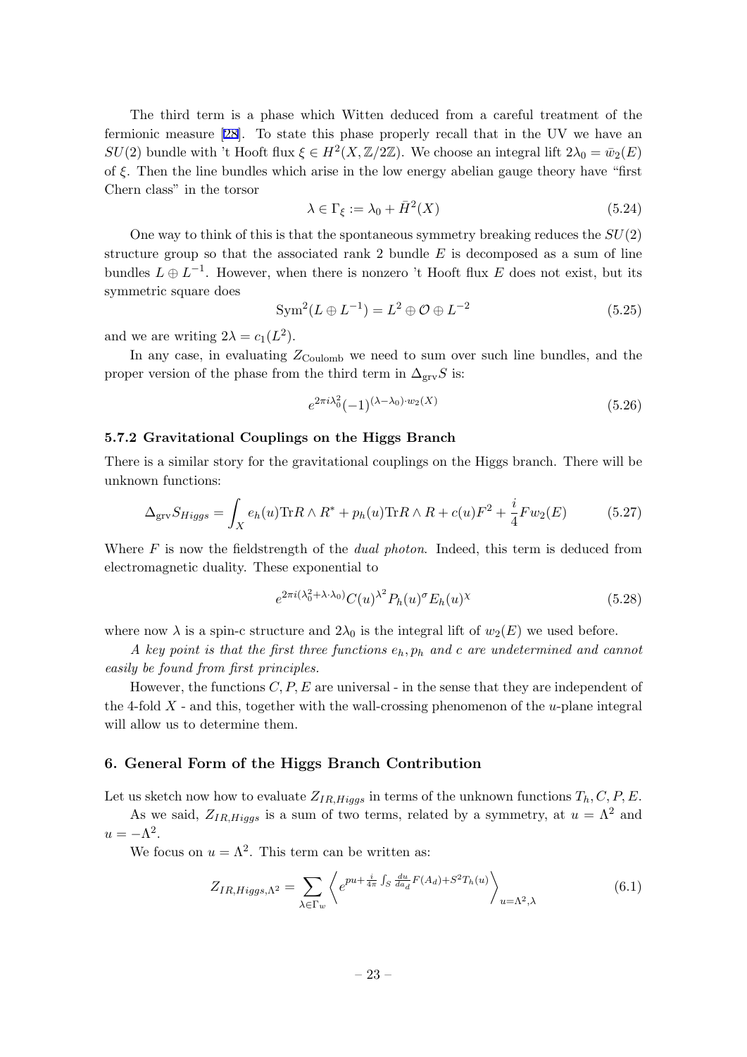The third term is a phase which Witten deduced from a careful treatment of the fermionic measure [28]. To state this phase properly recall that in the UV we have an $SU(2)$ bundle with 't Hooft flux $\xi \in H^2(X, \mathbb{Z}/2\mathbb{Z})$. We choose an integral lift $2\lambda_0 = \bar{w}_2(E)$ of $\xi$. Then the line bundles which arise in the low energy abelian gauge theory have "first Chern class" in the torsor

$$\lambda \in \Gamma_\xi := \lambda_0 + \bar{H}^2(X) \tag{5.24}$$

One way to think of this is that the spontaneous symmetry breaking reduces the $SU(2)$ structure group so that the associated rank 2 bundle $E$ is decomposed as a sum of line bundles $L \oplus L^{-1}$. However, when there is nonzero 't Hooft flux $E$ does not exist, but its symmetric square does

$$\mathrm{Sym}^2(L \oplus L^{-1}) = L^2 \oplus \mathcal{O} \oplus L^{-2} \tag{5.25}$$

and we are writing $2\lambda = c_1(L^2)$.

In any case, in evaluating $Z_{\mathrm{Coulomb}}$ we need to sum over such line bundles, and the proper version of the phase from the third term in $\Delta_{\mathrm{grv}} S$ is:

$$e^{2\pi i \lambda_0^2} (-1)^{(\lambda - \lambda_0)\cdot w_2(X)} \tag{5.26}$$

### 5.7.2 Gravitational Couplings on the Higgs Branch

There is a similar story for the gravitational couplings on the Higgs branch. There will be unknown functions:

$$\Delta_{\mathrm{grv}} S_{Higgs} = \int_X e_h(u) \mathrm{Tr} R \wedge R^* + p_h(u) \mathrm{Tr} R \wedge R + c(u) F^2 + \frac{i}{4} F w_2(E) \tag{5.27}$$

Where $F$ is now the fieldstrength of the *dual photon*. Indeed, this term is deduced from electromagnetic duality. These exponential to

$$e^{2\pi i (\lambda_0^2 + \lambda \cdot \lambda_0)} C(u)^{\lambda^2} P_h(u)^{\sigma} E_h(u)^{\chi} \tag{5.28}$$

where now $\lambda$ is a spin-c structure and $2\lambda_0$ is the integral lift of $w_2(E)$ we used before.

*A key point is that the first three functions $e_h, p_h$ and $c$ are undetermined and cannot easily be found from first principles.*

However, the functions $C, P, E$ are universal - in the sense that they are independent of the 4-fold $X$ - and this, together with the wall-crossing phenomenon of the $u$-plane integral will allow us to determine them.

## 6. General Form of the Higgs Branch Contribution

Let us sketch now how to evaluate $Z_{IR,Higgs}$ in terms of the unknown functions $T_h, C, P, E$.

As we said, $Z_{IR,Higgs}$ is a sum of two terms, related by a symmetry, at $u = \Lambda^2$ and $u = -\Lambda^2$.

We focus on $u = \Lambda^2$. This term can be written as:

$$Z_{IR,Higgs,\Lambda^2} = \sum_{\lambda \in \Gamma_w} \left\langle e^{pu + \frac{i}{4\pi}\int_S \frac{du}{da_d} F(A_d) + S^2 T_h(u)} \right\rangle_{u=\Lambda^2, \lambda} \tag{6.1}$$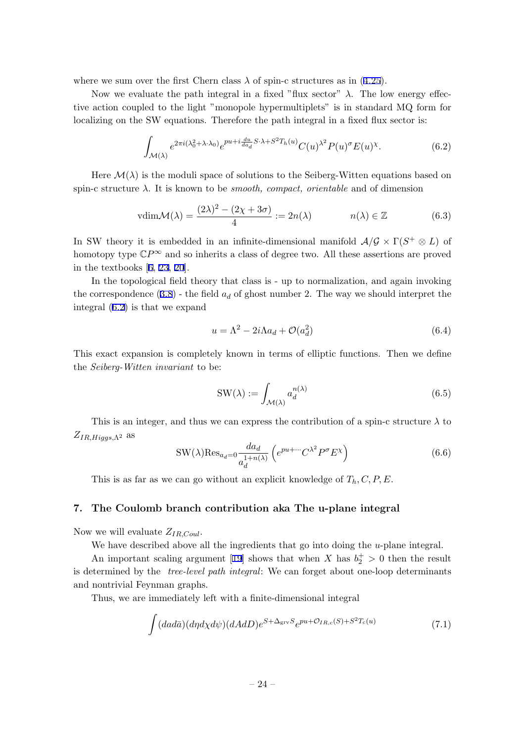where we sum over the first Chern class $\lambda$ of spin-c structures as in (4.25).

Now we evaluate the path integral in a fixed "flux sector" $\lambda$. The low energy effective action coupled to the light "monopole hypermultiplets" is in standard MQ form for localizing on the SW equations. Therefore the path integral in a fixed flux sector is:

$$\int_{\mathcal{M}(\lambda)} e^{2\pi i(\lambda_0^2+\lambda\cdot\lambda_0)} e^{pu+i\frac{du}{da_d}S\cdot\lambda+S^2T_h(u)} C(u)^{\lambda^2} P(u)^{\sigma} E(u)^{\chi}. \tag{6.2}$$

Here $\mathcal{M}(\lambda)$ is the moduli space of solutions to the Seiberg-Witten equations based on spin-c structure $\lambda$. It is known to be *smooth, compact, orientable* and of dimension

$$\mathrm{vdim}\mathcal{M}(\lambda) = \frac{(2\lambda)^2 - (2\chi+3\sigma)}{4} := 2n(\lambda) \qquad\qquad n(\lambda)\in\mathbb{Z} \tag{6.3}$$

In SW theory it is embedded in an infinite-dimensional manifold $\mathcal{A}/\mathcal{G}\times\Gamma(S^+\otimes L)$ of homotopy type $\mathbb{C}P^\infty$ and so inherits a class of degree two. All these assertions are proved in the textbooks [6, 23, 20].

In the topological field theory that class is - up to normalization, and again invoking the correspondence (3.8) - the field $a_d$ of ghost number 2. The way we should interpret the integral (6.2) is that we expand

$$u = \Lambda^2 - 2i\Lambda a_d + \mathcal{O}(a_d^2) \tag{6.4}$$

This exact expansion is completely known in terms of elliptic functions. Then we define the *Seiberg-Witten invariant* to be:

$$\mathrm{SW}(\lambda) := \int_{\mathcal{M}(\lambda)} a_d^{n(\lambda)} \tag{6.5}$$

This is an integer, and thus we can express the contribution of a spin-c structure $\lambda$ to $Z_{IR,Higgs,\Lambda^2}$ as

$$\mathrm{SW}(\lambda)\mathrm{Res}_{a_d=0}\frac{da_d}{a_d^{1+n(\lambda)}}\left(e^{pu+\cdots}C^{\lambda^2}P^{\sigma}E^{\chi}\right) \tag{6.6}$$

This is as far as we can go without an explicit knowledge of $T_h, C, P, E$.

## 7. The Coulomb branch contribution aka The u-plane integral

Now we will evaluate $Z_{IR,Coul}$.

We have described above all the ingredients that go into doing the $u$-plane integral.

An important scaling argument [19] shows that when $X$ has $b_2^+ > 0$ then the result is determined by the *tree-level path integral*: We can forget about one-loop determinants and nontrivial Feynman graphs.

Thus, we are immediately left with a finite-dimensional integral

$$\int (dad\bar{a})(d\eta d\chi d\psi)(dAdD)e^{S+\Delta_{\mathrm{grv}}S}e^{pu+\mathcal{O}_{IR,c}(S)+S^2T_c(u)} \tag{7.1}$$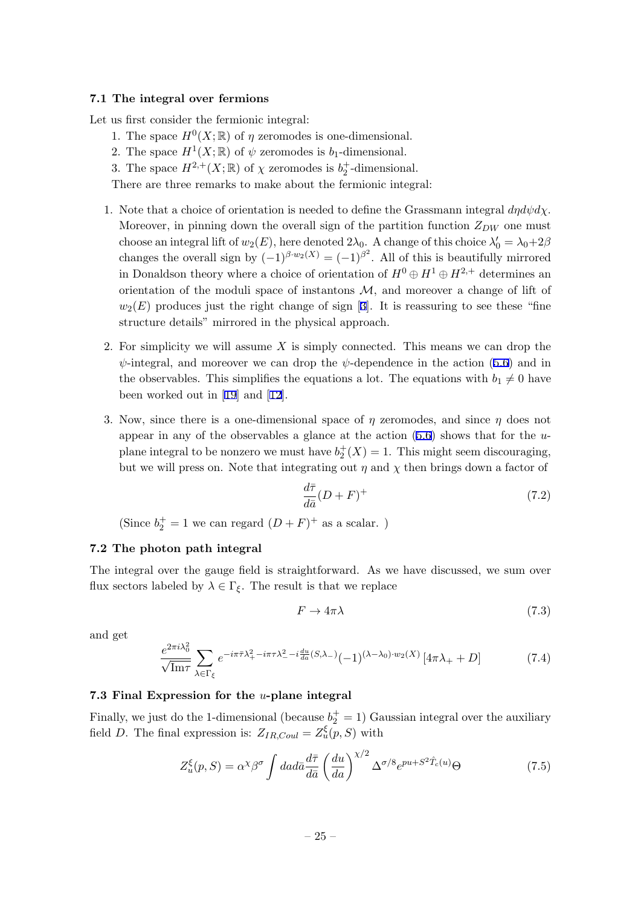### 7.1 The integral over fermions

Let us first consider the fermionic integral:

1. The space $H^0(X;\mathbb{R})$ of $\eta$ zeromodes is one-dimensional.
2. The space $H^1(X;\mathbb{R})$ of $\psi$ zeromodes is $b_1$-dimensional.
3. The space $H^{2,+}(X;\mathbb{R})$ of $\chi$ zeromodes is $b_2^+$-dimensional.

There are three remarks to make about the fermionic integral:

1. Note that a choice of orientation is needed to define the Grassmann integral $d\eta d\psi d\chi$. Moreover, in pinning down the overall sign of the partition function $Z_{DW}$ one must choose an integral lift of $w_2(E)$, here denoted $2\lambda_0$. A change of this choice $\lambda_0' = \lambda_0 + 2\beta$ changes the overall sign by $(-1)^{\beta\cdot w_2(X)} = (-1)^{\beta^2}$. All of this is beautifully mirrored in Donaldson theory where a choice of orientation of $H^0 \oplus H^1 \oplus H^{2,+}$ determines an orientation of the moduli space of instantons $\mathcal{M}$, and moreover a change of lift of $w_2(E)$ produces just the right change of sign [3]. It is reassuring to see these "fine structure details" mirrored in the physical approach.

2. For simplicity we will assume $X$ is simply connected. This means we can drop the $\psi$-integral, and moreover we can drop the $\psi$-dependence in the action (5.6) and in the observables. This simplifies the equations a lot. The equations with $b_1 \neq 0$ have been worked out in [19] and [12].

3. Now, since there is a one-dimensional space of $\eta$ zeromodes, and since $\eta$ does not appear in any of the observables a glance at the action (5.6) shows that for the $u$-plane integral to be nonzero we must have $b_2^+(X) = 1$. This might seem discouraging, but we will press on. Note that integrating out $\eta$ and $\chi$ then brings down a factor of

$$\frac{d\bar{\tau}}{d\bar{a}}(D+F)^+ \tag{7.2}$$

(Since $b_2^+ = 1$ we can regard $(D+F)^+$ as a scalar. )

### 7.2 The photon path integral

The integral over the gauge field is straightforward. As we have discussed, we sum over flux sectors labeled by $\lambda \in \Gamma_\xi$. The result is that we replace

$$F \to 4\pi\lambda \tag{7.3}$$

and get

$$\frac{e^{2\pi i \lambda_0^2}}{\sqrt{\mathrm{Im}\tau}} \sum_{\lambda\in\Gamma_\xi} e^{-i\pi\bar{\tau}\lambda_+^2 - i\pi\tau\lambda_-^2 - i\frac{du}{da}(S,\lambda_-)} (-1)^{(\lambda-\lambda_0)\cdot w_2(X)} \left[4\pi\lambda_+ + D\right] \tag{7.4}$$

### 7.3 Final Expression for the $u$-plane integral

Finally, we just do the 1-dimensional (because $b_2^+ = 1$) Gaussian integral over the auxiliary field $D$. The final expression is: $Z_{IR,Coul} = Z_u^\xi(p,S)$ with

$$Z_u^\xi(p,S) = \alpha^\chi \beta^\sigma \int da d\bar{a} \frac{d\bar{\tau}}{d\bar{a}} \left(\frac{du}{da}\right)^{\chi/2} \Delta^{\sigma/8} e^{pu + S^2 \hat{T}_c(u)} \Theta \tag{7.5}$$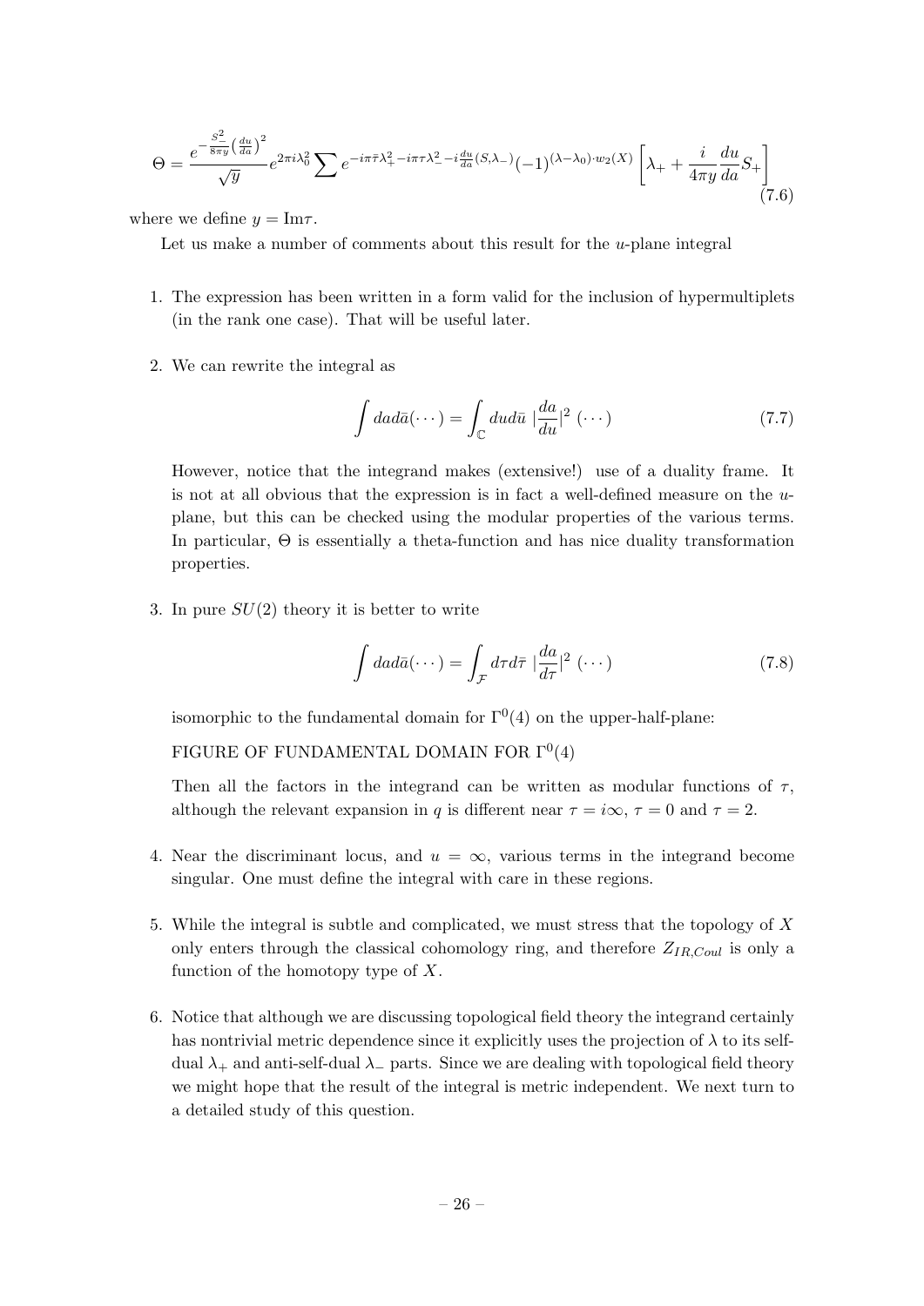$$
\Theta = \frac{e^{-\frac{S_-^2}{8\pi y}\left(\frac{du}{da}\right)^2}}{\sqrt{y}} e^{2\pi i \lambda_0^2} \sum e^{-i\pi\bar{\tau}\lambda_+^2 - i\pi\tau\lambda_-^2 - i\frac{du}{da}(S,\lambda_-)} (-1)^{(\lambda-\lambda_0)\cdot w_2(X)} \left[\lambda_+ + \frac{i}{4\pi y}\frac{du}{da}S_+\right] \tag{7.6}
$$

where we define $y = \mathrm{Im}\tau$.

Let us make a number of comments about this result for the $u$-plane integral

1. The expression has been written in a form valid for the inclusion of hypermultiplets (in the rank one case). That will be useful later.

2. We can rewrite the integral as

$$
\int da d\bar{a}(\cdots) = \int_{\mathbb{C}} du d\bar{u} \ |\frac{da}{du}|^2 \ (\cdots) \tag{7.7}
$$

   However, notice that the integrand makes (extensive!) use of a duality frame. It is not at all obvious that the expression is in fact a well-defined measure on the $u$-plane, but this can be checked using the modular properties of the various terms. In particular, $\Theta$ is essentially a theta-function and has nice duality transformation properties.

3. In pure $SU(2)$ theory it is better to write

$$
\int da d\bar{a}(\cdots) = \int_{\mathcal{F}} d\tau d\bar{\tau} \ |\frac{da}{d\tau}|^2 \ (\cdots) \tag{7.8}
$$

   isomorphic to the fundamental domain for $\Gamma^0(4)$ on the upper-half-plane:

   FIGURE OF FUNDAMENTAL DOMAIN FOR $\Gamma^0(4)$

   Then all the factors in the integrand can be written as modular functions of $\tau$, although the relevant expansion in $q$ is different near $\tau = i\infty$, $\tau = 0$ and $\tau = 2$.

4. Near the discriminant locus, and $u = \infty$, various terms in the integrand become singular. One must define the integral with care in these regions.

5. While the integral is subtle and complicated, we must stress that the topology of $X$ only enters through the classical cohomology ring, and therefore $Z_{IR,Coul}$ is only a function of the homotopy type of $X$.

6. Notice that although we are discussing topological field theory the integrand certainly has nontrivial metric dependence since it explicitly uses the projection of $\lambda$ to its self-dual $\lambda_+$ and anti-self-dual $\lambda_-$ parts. Since we are dealing with topological field theory we might hope that the result of the integral is metric independent. We next turn to a detailed study of this question.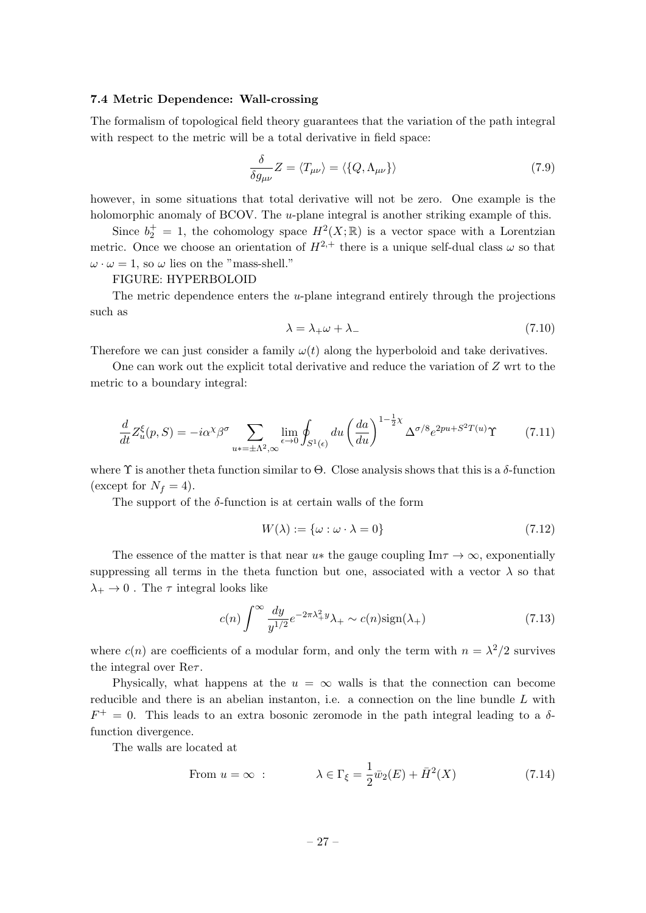### 7.4 Metric Dependence: Wall-crossing

The formalism of topological field theory guarantees that the variation of the path integral with respect to the metric will be a total derivative in field space:

$$\frac{\delta}{\delta g_{\mu\nu}} Z = \langle T_{\mu\nu} \rangle = \langle \{ Q, \Lambda_{\mu\nu} \} \rangle \tag{7.9}$$

however, in some situations that total derivative will not be zero. One example is the holomorphic anomaly of BCOV. The $u$-plane integral is another striking example of this.

Since $b_2^+ = 1$, the cohomology space $H^2(X;\mathbb{R})$ is a vector space with a Lorentzian metric. Once we choose an orientation of $H^{2,+}$ there is a unique self-dual class $\omega$ so that $\omega \cdot \omega = 1$, so $\omega$ lies on the "mass-shell."

FIGURE: HYPERBOLOID

The metric dependence enters the $u$-plane integrand entirely through the projections such as

$$\lambda = \lambda_+ \omega + \lambda_- \tag{7.10}$$

Therefore we can just consider a family $\omega(t)$ along the hyperboloid and take derivatives.

One can work out the explicit total derivative and reduce the variation of $Z$ wrt to the metric to a boundary integral:

$$\frac{d}{dt} Z_u^{\xi}(p,S) = -i\alpha^{\chi}\beta^{\sigma} \sum_{u* = \pm\Lambda^2, \infty} \lim_{\epsilon \to 0} \oint_{S^1(\epsilon)} du \left(\frac{da}{du}\right)^{1-\frac{1}{2}\chi} \Delta^{\sigma/8} e^{2pu + S^2 T(u)} \Upsilon \tag{7.11}$$

where $\Upsilon$ is another theta function similar to $\Theta$. Close analysis shows that this is a $\delta$-function (except for $N_f = 4$).

The support of the $\delta$-function is at certain walls of the form

$$W(\lambda) := \{ \omega : \omega \cdot \lambda = 0 \} \tag{7.12}$$

The essence of the matter is that near $u*$ the gauge coupling $\mathrm{Im}\tau \to \infty$, exponentially suppressing all terms in the theta function but one, associated with a vector $\lambda$ so that $\lambda_+ \to 0$ . The $\tau$ integral looks like

$$c(n) \int^{\infty} \frac{dy}{y^{1/2}} e^{-2\pi \lambda_+^2 y} \lambda_+ \sim c(n)\mathrm{sign}(\lambda_+) \tag{7.13}$$

where $c(n)$ are coefficients of a modular form, and only the term with $n = \lambda^2/2$ survives the integral over $\mathrm{Re}\tau$.

Physically, what happens at the $u = \infty$ walls is that the connection can become reducible and there is an abelian instanton, i.e. a connection on the line bundle $L$ with $F^+ = 0$. This leads to an extra bosonic zeromode in the path integral leading to a $\delta$-function divergence.

The walls are located at

$$\text{From } u = \infty \ : \qquad\qquad \lambda \in \Gamma_{\xi} = \frac{1}{2}\bar{w}_2(E) + \bar{H}^2(X) \tag{7.14}$$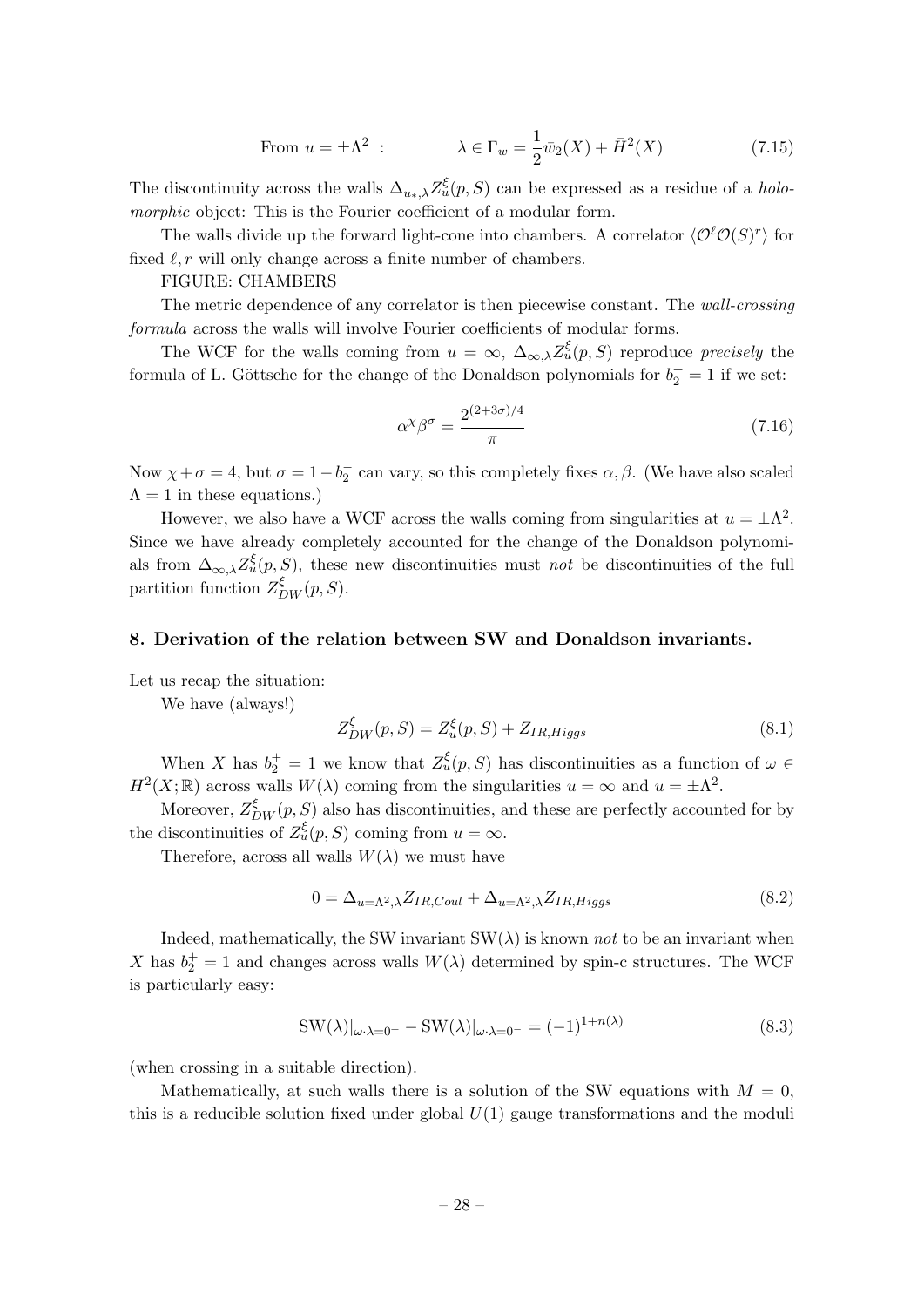$$\text{From } u = \pm\Lambda^2 \ : \qquad\qquad \lambda \in \Gamma_w = \frac{1}{2}\bar{w}_2(X) + \bar{H}^2(X) \tag{7.15}$$

The discontinuity across the walls $\Delta_{u_*,\lambda} Z_u^\xi(p,S)$ can be expressed as a residue of a *holomorphic* object: This is the Fourier coefficient of a modular form.

The walls divide up the forward light-cone into chambers. A correlator $\langle \mathcal{O}^\ell \mathcal{O}(S)^r \rangle$ for fixed $\ell, r$ will only change across a finite number of chambers.

FIGURE: CHAMBERS

The metric dependence of any correlator is then piecewise constant. The *wall-crossing formula* across the walls will involve Fourier coefficients of modular forms.

The WCF for the walls coming from $u = \infty$, $\Delta_{\infty,\lambda} Z_u^\xi(p,S)$ reproduce *precisely* the formula of L. Göttsche for the change of the Donaldson polynomials for $b_2^+ = 1$ if we set:

$$\alpha^\chi \beta^\sigma = \frac{2^{(2+3\sigma)/4}}{\pi} \tag{7.16}$$

Now $\chi + \sigma = 4$, but $\sigma = 1 - b_2^-$ can vary, so this completely fixes $\alpha, \beta$. (We have also scaled $\Lambda = 1$ in these equations.)

However, we also have a WCF across the walls coming from singularities at $u = \pm\Lambda^2$. Since we have already completely accounted for the change of the Donaldson polynomials from $\Delta_{\infty,\lambda} Z_u^\xi(p,S)$, these new discontinuities must *not* be discontinuities of the full partition function $Z_{DW}^\xi(p,S)$.

## 8. Derivation of the relation between SW and Donaldson invariants.

Let us recap the situation:

We have (always!)

$$Z_{DW}^\xi(p,S) = Z_u^\xi(p,S) + Z_{IR,Higgs} \tag{8.1}$$

When $X$ has $b_2^+ = 1$ we know that $Z_u^\xi(p,S)$ has discontinuities as a function of $\omega \in H^2(X;\mathbb{R})$ across walls $W(\lambda)$ coming from the singularities $u = \infty$ and $u = \pm\Lambda^2$.

Moreover, $Z_{DW}^\xi(p,S)$ also has discontinuities, and these are perfectly accounted for by the discontinuities of $Z_u^\xi(p,S)$ coming from $u = \infty$.

Therefore, across all walls $W(\lambda)$ we must have

$$0 = \Delta_{u=\Lambda^2,\lambda} Z_{IR,Coul} + \Delta_{u=\Lambda^2,\lambda} Z_{IR,Higgs} \tag{8.2}$$

Indeed, mathematically, the SW invariant $\mathrm{SW}(\lambda)$ is known *not* to be an invariant when $X$ has $b_2^+ = 1$ and changes across walls $W(\lambda)$ determined by spin-c structures. The WCF is particularly easy:

$$\mathrm{SW}(\lambda)|_{\omega\cdot\lambda=0^+} - \mathrm{SW}(\lambda)|_{\omega\cdot\lambda=0^-} = (-1)^{1+n(\lambda)} \tag{8.3}$$

(when crossing in a suitable direction).

Mathematically, at such walls there is a solution of the SW equations with $M = 0$, this is a reducible solution fixed under global $U(1)$ gauge transformations and the moduli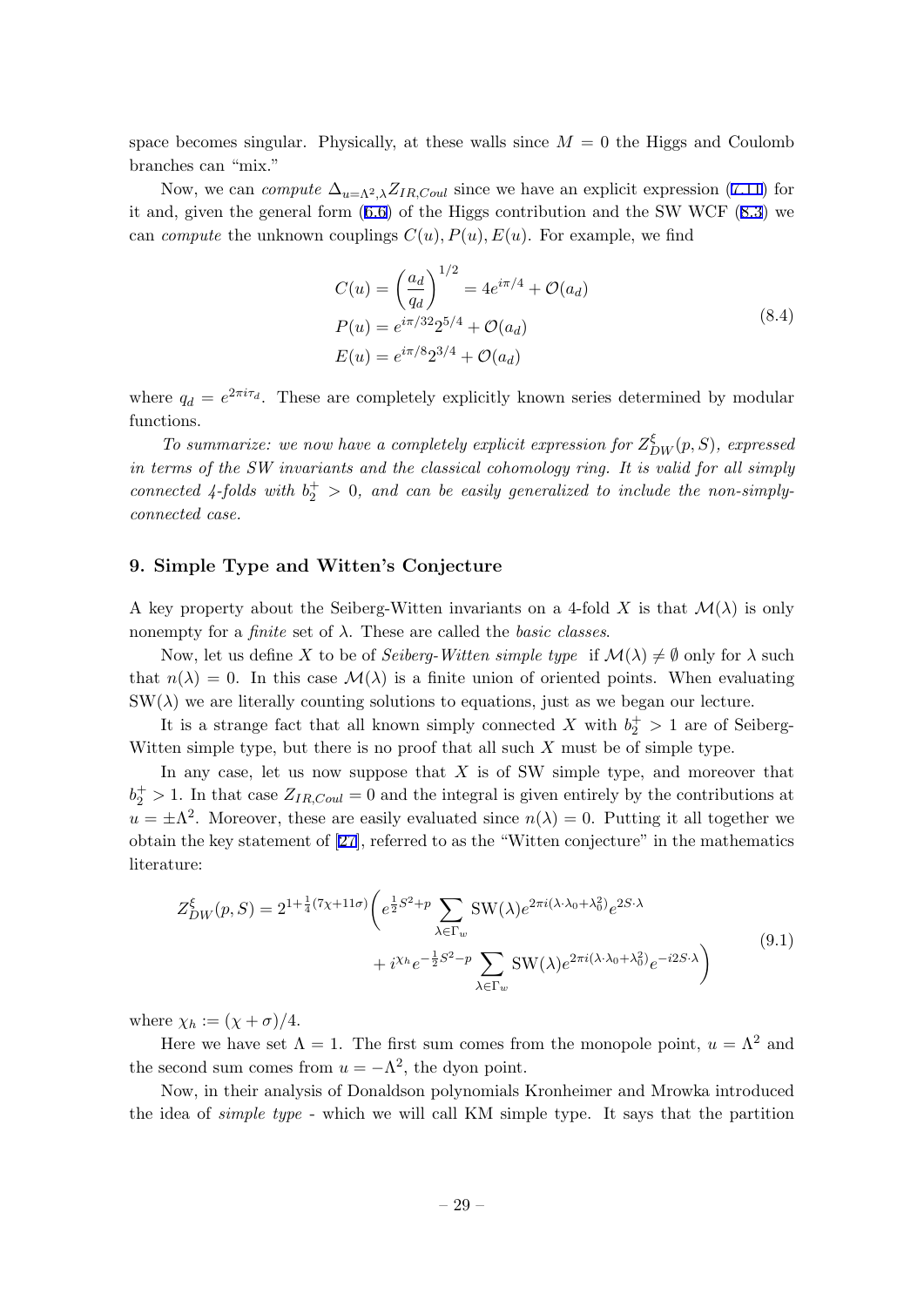space becomes singular. Physically, at these walls since $M = 0$ the Higgs and Coulomb branches can "mix."

Now, we can *compute* $\Delta_{u=\Lambda^2,\lambda} Z_{IR,Coul}$ since we have an explicit expression (7.11) for it and, given the general form (6.6) of the Higgs contribution and the SW WCF (8.3) we can *compute* the unknown couplings $C(u), P(u), E(u)$. For example, we find

$$
\begin{aligned}
C(u) &= \left(\frac{a_d}{q_d}\right)^{1/2} = 4e^{i\pi/4} + \mathcal{O}(a_d) \\
P(u) &= e^{i\pi/32} 2^{5/4} + \mathcal{O}(a_d) \\
E(u) &= e^{i\pi/8} 2^{3/4} + \mathcal{O}(a_d)
\end{aligned}
\tag{8.4}
$$

where $q_d = e^{2\pi i \tau_d}$. These are completely explicitly known series determined by modular functions.

*To summarize: we now have a completely explicit expression for $Z^{\xi}_{DW}(p, S)$, expressed in terms of the SW invariants and the classical cohomology ring. It is valid for all simply connected 4-folds with $b_2^+ > 0$, and can be easily generalized to include the non-simply-connected case.*

## 9. Simple Type and Witten's Conjecture

A key property about the Seiberg-Witten invariants on a 4-fold $X$ is that $\mathcal{M}(\lambda)$ is only nonempty for a *finite* set of $\lambda$. These are called the *basic classes*.

Now, let us define $X$ to be of *Seiberg-Witten simple type* if $\mathcal{M}(\lambda) \neq \emptyset$ only for $\lambda$ such that $n(\lambda) = 0$. In this case $\mathcal{M}(\lambda)$ is a finite union of oriented points. When evaluating $\mathrm{SW}(\lambda)$ we are literally counting solutions to equations, just as we began our lecture.

It is a strange fact that all known simply connected $X$ with $b_2^+ > 1$ are of Seiberg-Witten simple type, but there is no proof that all such $X$ must be of simple type.

In any case, let us now suppose that $X$ is of SW simple type, and moreover that $b_2^+ > 1$. In that case $Z_{IR,Coul} = 0$ and the integral is given entirely by the contributions at $u = \pm\Lambda^2$. Moreover, these are easily evaluated since $n(\lambda) = 0$. Putting it all together we obtain the key statement of [27], referred to as the "Witten conjecture" in the mathematics literature:

$$
\begin{aligned}
Z^{\xi}_{DW}(p, S) = 2^{1+\frac{1}{4}(7\chi+11\sigma)} \Big( & e^{\frac{1}{2}S^2 + p} \sum_{\lambda \in \Gamma_w} \mathrm{SW}(\lambda) e^{2\pi i(\lambda\cdot\lambda_0 + \lambda_0^2)} e^{2S\cdot\lambda} \\
& + i^{\chi_h} e^{-\frac{1}{2}S^2 - p} \sum_{\lambda \in \Gamma_w} \mathrm{SW}(\lambda) e^{2\pi i(\lambda\cdot\lambda_0 + \lambda_0^2)} e^{-i2S\cdot\lambda} \Big)
\end{aligned}
\tag{9.1}
$$

where $\chi_h := (\chi + \sigma)/4$.

Here we have set $\Lambda = 1$. The first sum comes from the monopole point, $u = \Lambda^2$ and the second sum comes from $u = -\Lambda^2$, the dyon point.

Now, in their analysis of Donaldson polynomials Kronheimer and Mrowka introduced the idea of *simple type* - which we will call KM simple type. It says that the partition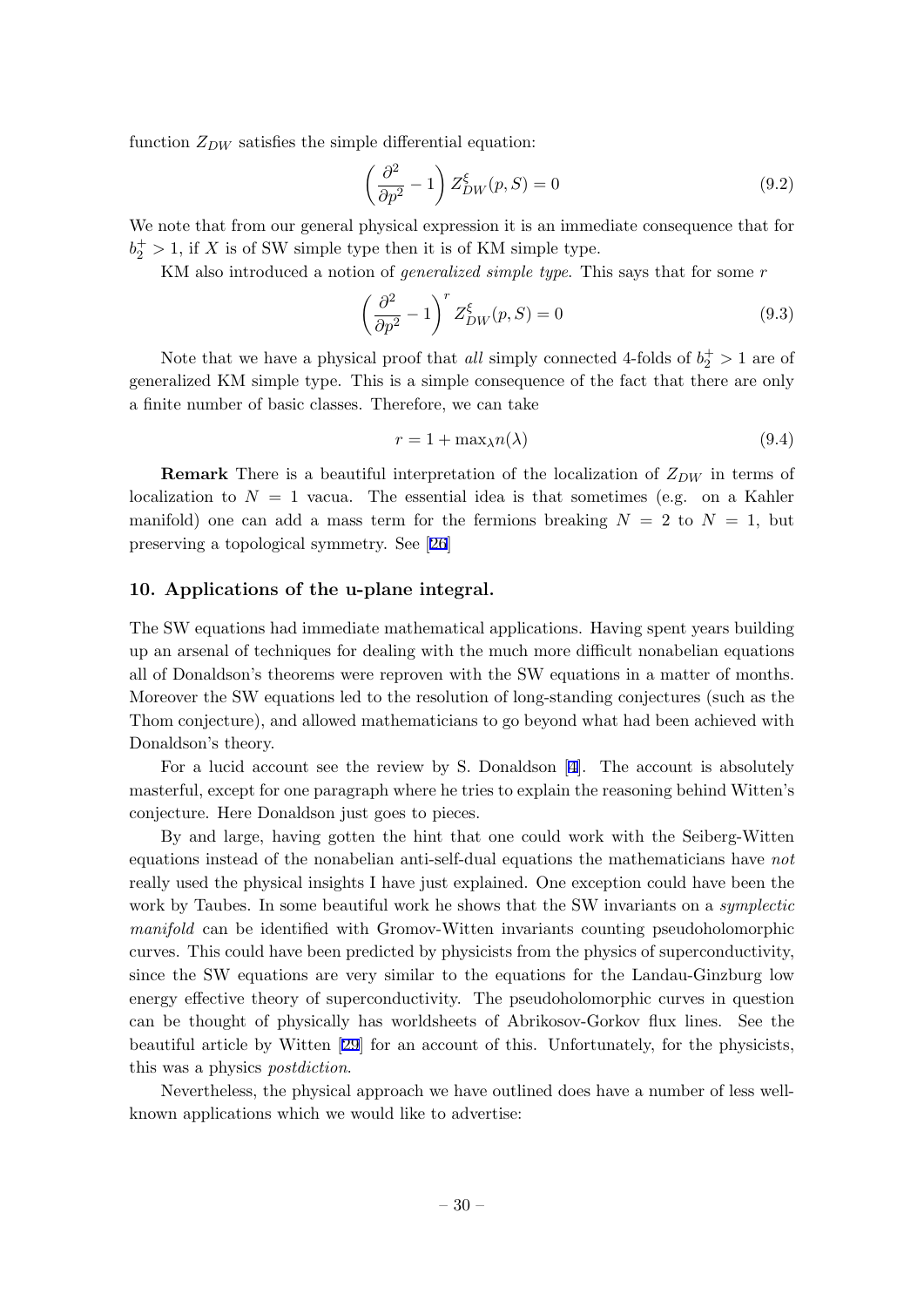function $Z_{DW}$ satisfies the simple differential equation:

$$\left( \frac{\partial^2}{\partial p^2} - 1 \right) Z_{DW}^{\xi}(p, S) = 0 \tag{9.2}$$

We note that from our general physical expression it is an immediate consequence that for $b_2^+ > 1$, if $X$ is of SW simple type then it is of KM simple type.

KM also introduced a notion of *generalized simple type*. This says that for some $r$

$$\left( \frac{\partial^2}{\partial p^2} - 1 \right)^r Z_{DW}^{\xi}(p, S) = 0 \tag{9.3}$$

Note that we have a physical proof that *all* simply connected 4-folds of $b_2^+ > 1$ are of generalized KM simple type. This is a simple consequence of the fact that there are only a finite number of basic classes. Therefore, we can take

$$r = 1 + \max_{\lambda} n(\lambda) \tag{9.4}$$

**Remark** There is a beautiful interpretation of the localization of $Z_{DW}$ in terms of localization to $N = 1$ vacua. The essential idea is that sometimes (e.g. on a Kahler manifold) one can add a mass term for the fermions breaking $N = 2$ to $N = 1$, but preserving a topological symmetry. See [26]

## 10. Applications of the u-plane integral.

The SW equations had immediate mathematical applications. Having spent years building up an arsenal of techniques for dealing with the much more difficult nonabelian equations all of Donaldson's theorems were reproven with the SW equations in a matter of months. Moreover the SW equations led to the resolution of long-standing conjectures (such as the Thom conjecture), and allowed mathematicians to go beyond what had been achieved with Donaldson's theory.

For a lucid account see the review by S. Donaldson [4]. The account is absolutely masterful, except for one paragraph where he tries to explain the reasoning behind Witten's conjecture. Here Donaldson just goes to pieces.

By and large, having gotten the hint that one could work with the Seiberg-Witten equations instead of the nonabelian anti-self-dual equations the mathematicians have *not* really used the physical insights I have just explained. One exception could have been the work by Taubes. In some beautiful work he shows that the SW invariants on a *symplectic manifold* can be identified with Gromov-Witten invariants counting pseudoholomorphic curves. This could have been predicted by physicists from the physics of superconductivity, since the SW equations are very similar to the equations for the Landau-Ginzburg low energy effective theory of superconductivity. The pseudoholomorphic curves in question can be thought of physically has worldsheets of Abrikosov-Gorkov flux lines. See the beautiful article by Witten [29] for an account of this. Unfortunately, for the physicists, this was a physics *postdiction*.

Nevertheless, the physical approach we have outlined does have a number of less well-known applications which we would like to advertise: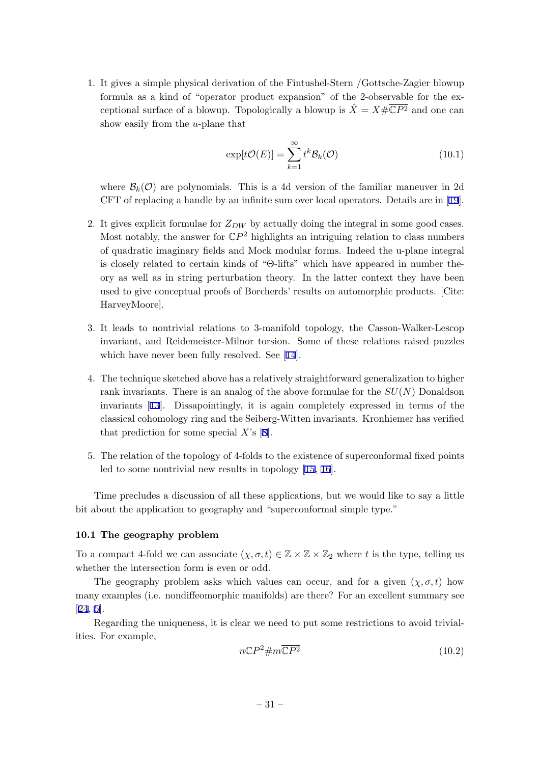1. It gives a simple physical derivation of the Fintushel-Stern /Gottsche-Zagier blowup formula as a kind of "operator product expansion" of the 2-observable for the exceptional surface of a blowup. Topologically a blowup is $\hat{X} = X \# \overline{\mathbb{C}P^2}$ and one can show easily from the $u$-plane that

$$\exp[t\mathcal{O}(E)] = \sum_{k=1}^{\infty} t^k \mathcal{B}_k(\mathcal{O}) \tag{10.1}$$

where $\mathcal{B}_k(\mathcal{O})$ are polynomials. This is a 4d version of the familiar maneuver in 2d CFT of replacing a handle by an infinite sum over local operators. Details are in [19].

2. It gives explicit formulae for $Z_{DW}$ by actually doing the integral in some good cases. Most notably, the answer for $\mathbb{C}P^2$ highlights an intriguing relation to class numbers of quadratic imaginary fields and Mock modular forms. Indeed the u-plane integral is closely related to certain kinds of "$\Theta$-lifts" which have appeared in number theory as well as in string perturbation theory. In the latter context they have been used to give conceptual proofs of Borcherds' results on automorphic products. [Cite: HarveyMoore].

3. It leads to nontrivial relations to 3-manifold topology, the Casson-Walker-Lescop invariant, and Reidemeister-Milnor torsion. Some of these relations raised puzzles which have never been fully resolved. See [14].

4. The technique sketched above has a relatively straightforward generalization to higher rank invariants. There is an analog of the above formulae for the $SU(N)$ Donaldson invariants [13]. Dissapointingly, it is again completely expressed in terms of the classical cohomology ring and the Seiberg-Witten invariants. Kronhiemer has verified that prediction for some special $X$'s [8].

5. The relation of the topology of 4-folds to the existence of superconformal fixed points led to some nontrivial new results in topology [15, 16].

Time precludes a discussion of all these applications, but we would like to say a little bit about the application to geography and "superconformal simple type."

### 10.1 The geography problem

To a compact 4-fold we can associate $(\chi, \sigma, t) \in \mathbb{Z} \times \mathbb{Z} \times \mathbb{Z}_2$ where $t$ is the type, telling us whether the intersection form is even or odd.

The geography problem asks which values can occur, and for a given $(\chi, \sigma, t)$ how many examples (i.e. nondiffeomorphic manifolds) are there? For an excellent summary see [24, 5].

Regarding the uniqueness, it is clear we need to put some restrictions to avoid trivialities. For example,

$$n\mathbb{C}P^2 \# m\overline{\mathbb{C}P^2} \tag{10.2}$$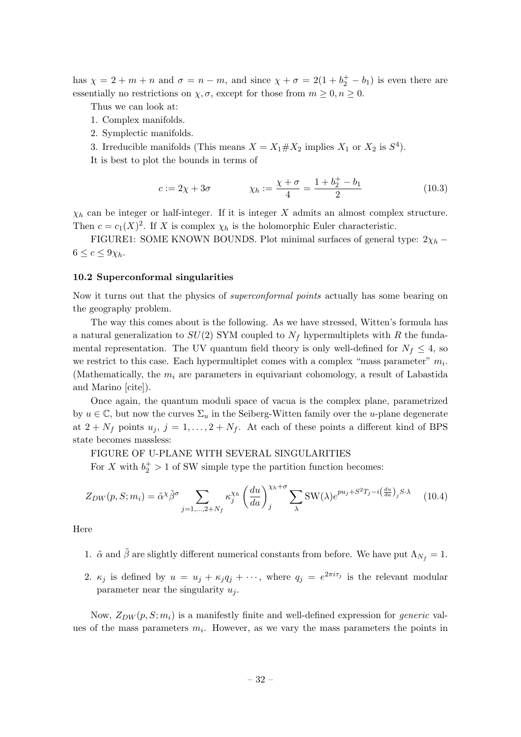has $\chi = 2 + m + n$ and $\sigma = n - m$, and since $\chi + \sigma = 2(1 + b_2^+ - b_1)$ is even there are essentially no restrictions on $\chi, \sigma$, except for those from $m \geq 0, n \geq 0$.

Thus we can look at:

1. Complex manifolds.
2. Symplectic manifolds.
3. Irreducible manifolds (This means $X = X_1 \# X_2$ implies $X_1$ or $X_2$ is $S^4$).

It is best to plot the bounds in terms of

$$c := 2\chi + 3\sigma \qquad\qquad \chi_h := \frac{\chi + \sigma}{4} = \frac{1 + b_2^+ - b_1}{2} \tag{10.3}$$

$\chi_h$ can be integer or half-integer. If it is integer $X$ admits an almost complex structure. Then $c = c_1(X)^2$. If $X$ is complex $\chi_h$ is the holomorphic Euler characteristic.

FIGURE1: SOME KNOWN BOUNDS. Plot minimal surfaces of general type: $2\chi_h - 6 \leq c \leq 9\chi_h$.

### 10.2 Superconformal singularities

Now it turns out that the physics of *superconformal points* actually has some bearing on the geography problem.

The way this comes about is the following. As we have stressed, Witten's formula has a natural generalization to $SU(2)$ SYM coupled to $N_f$ hypermultiplets with $R$ the fundamental representation. The UV quantum field theory is only well-defined for $N_f \leq 4$, so we restrict to this case. Each hypermultiplet comes with a complex "mass parameter" $m_i$. (Mathematically, the $m_i$ are parameters in equivariant cohomology, a result of Labastida and Marino [cite]).

Once again, the quantum moduli space of vacua is the complex plane, parametrized by $u \in \mathbb{C}$, but now the curves $\Sigma_u$ in the Seiberg-Witten family over the $u$-plane degenerate at $2 + N_f$ points $u_j$, $j = 1, \ldots, 2 + N_f$. At each of these points a different kind of BPS state becomes massless:

FIGURE OF U-PLANE WITH SEVERAL SINGULARITIES

For $X$ with $b_2^+ > 1$ of SW simple type the partition function becomes:

$$Z_{DW}(p, S; m_i) = \tilde{\alpha}^{\chi} \tilde{\beta}^{\sigma} \sum_{j=1,\ldots,2+N_f} \kappa_j^{\chi_h} \left(\frac{du}{da}\right)_j^{\chi_h + \sigma} \sum_{\lambda} \mathrm{SW}(\lambda) e^{p u_j + S^2 T_j - i\left(\frac{du}{da}\right)_j S \cdot \lambda} \tag{10.4}$$

Here

1. $\tilde{\alpha}$ and $\tilde{\beta}$ are slightly different numerical constants from before. We have put $\Lambda_{N_f} = 1$.
2. $\kappa_j$ is defined by $u = u_j + \kappa_j q_j + \cdots$, where $q_j = e^{2\pi i \tau_j}$ is the relevant modular parameter near the singularity $u_j$.

Now, $Z_{DW}(p, S; m_i)$ is a manifestly finite and well-defined expression for *generic* values of the mass parameters $m_i$. However, as we vary the mass parameters the points in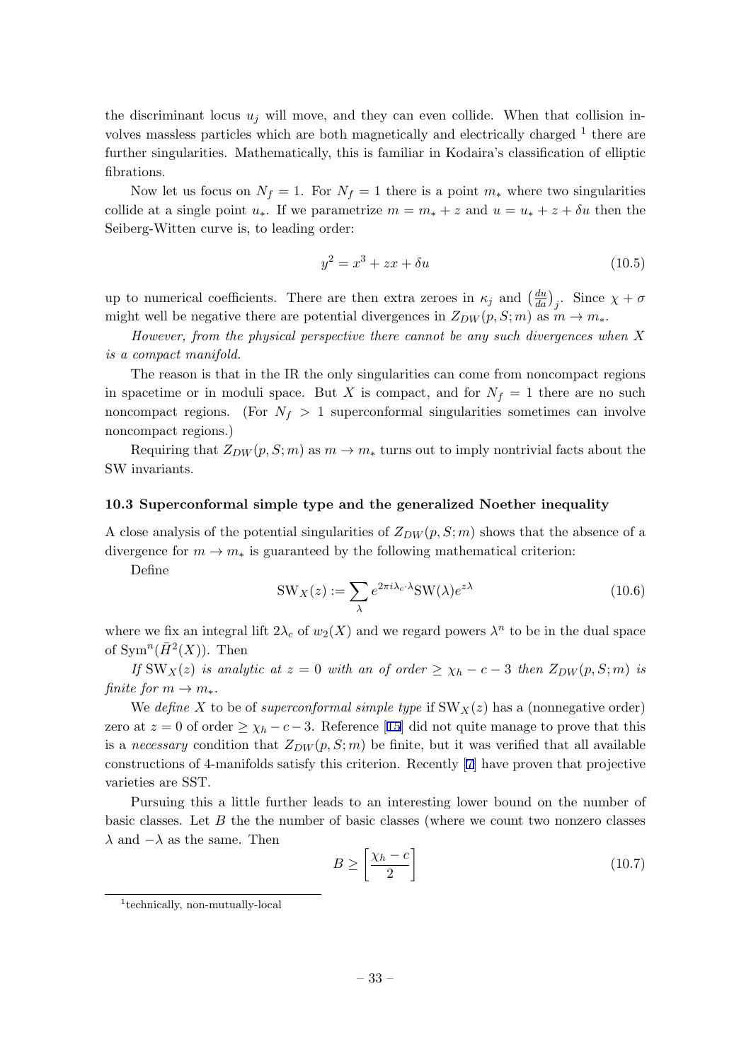the discriminant locus $u_j$ will move, and they can even collide. When that collision involves massless particles which are both magnetically and electrically charged [1] there are further singularities. Mathematically, this is familiar in Kodaira's classification of elliptic fibrations.

Now let us focus on $N_f = 1$. For $N_f = 1$ there is a point $m_*$ where two singularities collide at a single point $u_*$. If we parametrize $m = m_* + z$ and $u = u_* + z + \delta u$ then the Seiberg-Witten curve is, to leading order:

$$y^2 = x^3 + zx + \delta u \tag{10.5}$$

up to numerical coefficients. There are then extra zeroes in $\kappa_j$ and $\left(\frac{du}{da}\right)_j$. Since $\chi + \sigma$ might well be negative there are potential divergences in $Z_{DW}(p, S; m)$ as $m \to m_*$.

*However, from the physical perspective there cannot be any such divergences when $X$ is a compact manifold.*

The reason is that in the IR the only singularities can come from noncompact regions in spacetime or in moduli space. But $X$ is compact, and for $N_f = 1$ there are no such noncompact regions. (For $N_f > 1$ superconformal singularities sometimes can involve noncompact regions.)

Requiring that $Z_{DW}(p, S; m)$ as $m \to m_*$ turns out to imply nontrivial facts about the SW invariants.

### 10.3 Superconformal simple type and the generalized Noether inequality

A close analysis of the potential singularities of $Z_{DW}(p, S; m)$ shows that the absence of a divergence for $m \to m_*$ is guaranteed by the following mathematical criterion:

Define

$$\mathrm{SW}_X(z) := \sum_\lambda e^{2\pi i \lambda_c \cdot \lambda} \mathrm{SW}(\lambda) e^{z\lambda} \tag{10.6}$$

where we fix an integral lift $2\lambda_c$ of $w_2(X)$ and we regard powers $\lambda^n$ to be in the dual space of $\mathrm{Sym}^n(\bar{H}^2(X))$. Then

*If $\mathrm{SW}_X(z)$ is analytic at $z = 0$ with an of order $\geq \chi_h - c - 3$ then $Z_{DW}(p, S; m)$ is finite for $m \to m_*$.*

We *define* $X$ to be of *superconformal simple type* if $\mathrm{SW}_X(z)$ has a (nonnegative order) zero at $z = 0$ of order $\geq \chi_h - c - 3$. Reference [15] did not quite manage to prove that this is a *necessary* condition that $Z_{DW}(p, S; m)$ be finite, but it was verified that all available constructions of 4-manifolds satisfy this criterion. Recently [7] have proven that projective varieties are SST.

Pursuing this a little further leads to an interesting lower bound on the number of basic classes. Let $B$ the the number of basic classes (where we count two nonzero classes $\lambda$ and $-\lambda$ as the same. Then

$$B \geq \left[\frac{\chi_h - c}{2}\right] \tag{10.7}$$

[1] technically, non-mutually-local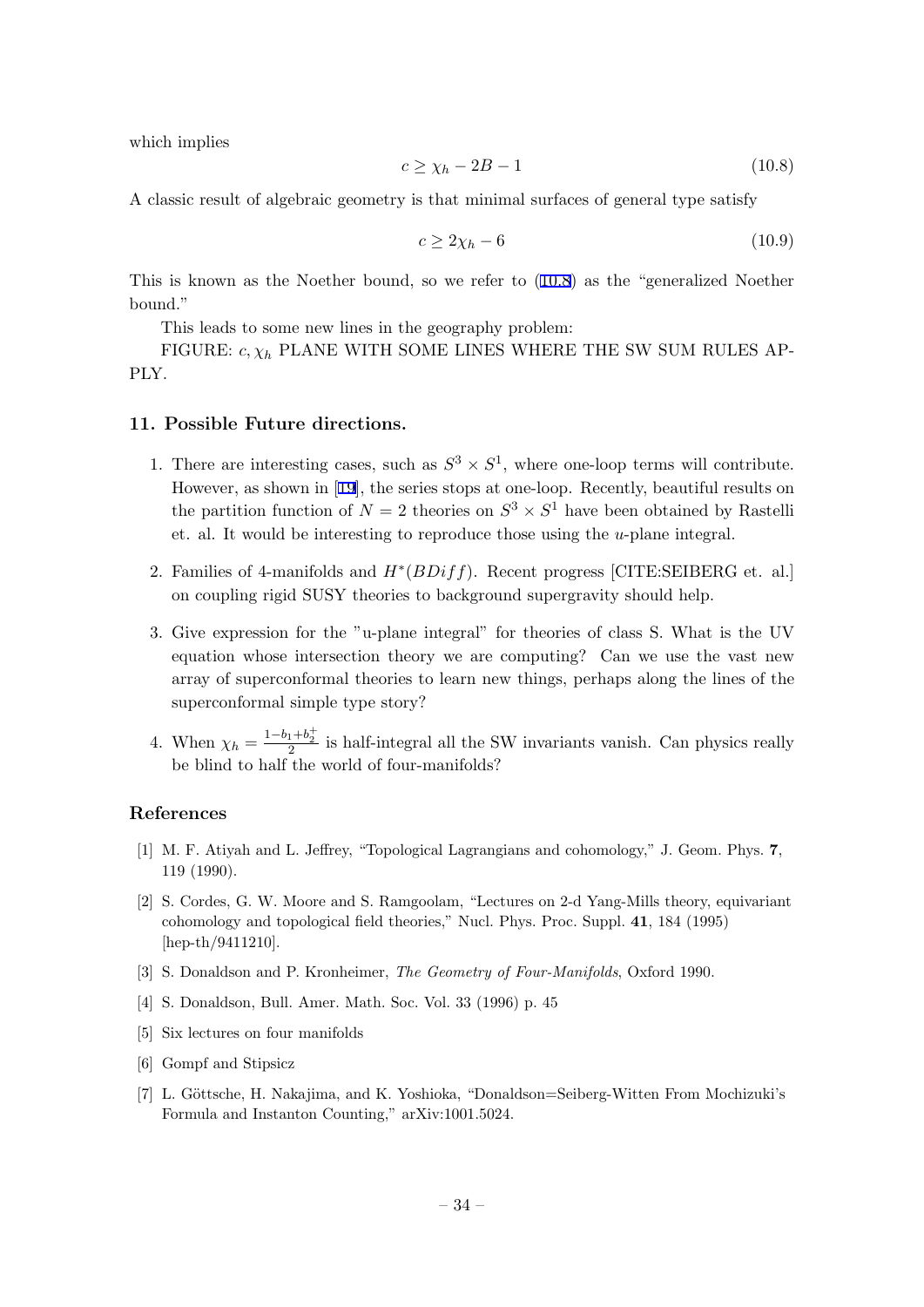which implies

$$c \geq \chi_h - 2B - 1 \tag{10.8}$$

A classic result of algebraic geometry is that minimal surfaces of general type satisfy

$$c \geq 2\chi_h - 6 \tag{10.9}$$

This is known as the Noether bound, so we refer to (10.8) as the "generalized Noether bound."

This leads to some new lines in the geography problem:

FIGURE: $c, \chi_h$ PLANE WITH SOME LINES WHERE THE SW SUM RULES APPLY.

## 11. Possible Future directions.

1. There are interesting cases, such as $S^3 \times S^1$, where one-loop terms will contribute. However, as shown in [19], the series stops at one-loop. Recently, beautiful results on the partition function of $N = 2$ theories on $S^3 \times S^1$ have been obtained by Rastelli et. al. It would be interesting to reproduce those using the $u$-plane integral.
2. Families of 4-manifolds and $H^*(BDiff)$. Recent progress [CITE:SEIBERG et. al.] on coupling rigid SUSY theories to background supergravity should help.
3. Give expression for the "u-plane integral" for theories of class S. What is the UV equation whose intersection theory we are computing? Can we use the vast new array of superconformal theories to learn new things, perhaps along the lines of the superconformal simple type story?
4. When $\chi_h = \frac{1-b_1+b_2^+}{2}$ is half-integral all the SW invariants vanish. Can physics really be blind to half the world of four-manifolds?

## References

[1] M. F. Atiyah and L. Jeffrey, "Topological Lagrangians and cohomology," J. Geom. Phys. **7**, 119 (1990).

[2] S. Cordes, G. W. Moore and S. Ramgoolam, "Lectures on 2-d Yang-Mills theory, equivariant cohomology and topological field theories," Nucl. Phys. Proc. Suppl. **41**, 184 (1995) [hep-th/9411210].

[3] S. Donaldson and P. Kronheimer, *The Geometry of Four-Manifolds*, Oxford 1990.

[4] S. Donaldson, Bull. Amer. Math. Soc. Vol. 33 (1996) p. 45

[5] Six lectures on four manifolds

[6] Gompf and Stipsicz

[7] L. Göttsche, H. Nakajima, and K. Yoshioka, "Donaldson=Seiberg-Witten From Mochizuki's Formula and Instanton Counting," arXiv:1001.5024.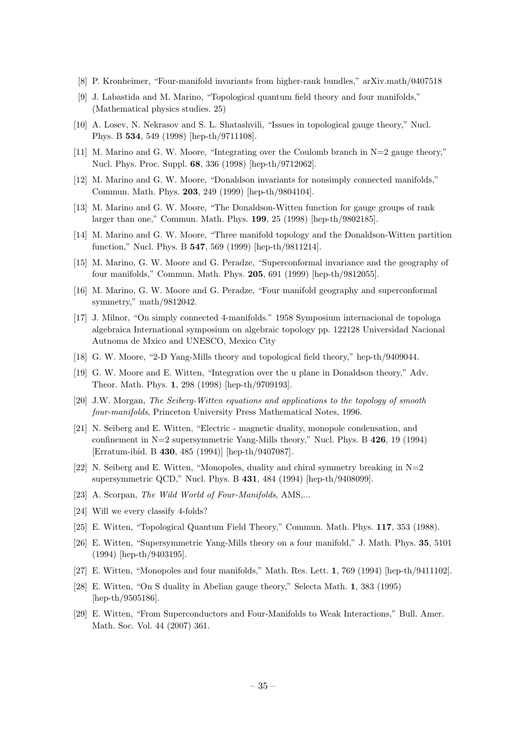[8] P. Kronheimer, "Four-manifold invariants from higher-rank bundles," arXiv.math/0407518

[9] J. Labastida and M. Marino, "Topological quantum field theory and four manifolds," (Mathematical physics studies. 25)

[10] A. Losev, N. Nekrasov and S. L. Shatashvili, "Issues in topological gauge theory," Nucl. Phys. B **534**, 549 (1998) [hep-th/9711108].

[11] M. Marino and G. W. Moore, "Integrating over the Coulomb branch in N=2 gauge theory," Nucl. Phys. Proc. Suppl. **68**, 336 (1998) [hep-th/9712062].

[12] M. Marino and G. W. Moore, "Donaldson invariants for nonsimply connected manifolds," Commun. Math. Phys. **203**, 249 (1999) [hep-th/9804104].

[13] M. Marino and G. W. Moore, "The Donaldson-Witten function for gauge groups of rank larger than one," Commun. Math. Phys. **199**, 25 (1998) [hep-th/9802185].

[14] M. Marino and G. W. Moore, "Three manifold topology and the Donaldson-Witten partition function," Nucl. Phys. B **547**, 569 (1999) [hep-th/9811214].

[15] M. Marino, G. W. Moore and G. Peradze, "Superconformal invariance and the geography of four manifolds," Commun. Math. Phys. **205**, 691 (1999) [hep-th/9812055].

[16] M. Marino, G. W. Moore and G. Peradze, "Four manifold geography and superconformal symmetry," math/9812042.

[17] J. Milnor, "On simply connected 4-manifolds." 1958 Symposium internacional de topologa algebraica International symposium on algebraic topology pp. 122128 Universidad Nacional Autnoma de Mxico and UNESCO, Mexico City

[18] G. W. Moore, "2-D Yang-Mills theory and topological field theory," hep-th/9409044.

[19] G. W. Moore and E. Witten, "Integration over the u plane in Donaldson theory," Adv. Theor. Math. Phys. **1**, 298 (1998) [hep-th/9709193].

[20] J.W. Morgan, *The Seiberg-Witten equations and applications to the topology of smooth four-manifolds*, Princeton University Press Mathematical Notes, 1996.

[21] N. Seiberg and E. Witten, "Electric - magnetic duality, monopole condensation, and confinement in N=2 supersymmetric Yang-Mills theory," Nucl. Phys. B **426**, 19 (1994) [Erratum-ibid. B **430**, 485 (1994)] [hep-th/9407087].

[22] N. Seiberg and E. Witten, "Monopoles, duality and chiral symmetry breaking in N=2 supersymmetric QCD," Nucl. Phys. B **431**, 484 (1994) [hep-th/9408099].

[23] A. Scorpan, *The Wild World of Four-Manifolds*, AMS,...

[24] Will we every classify 4-folds?

[25] E. Witten, "Topological Quantum Field Theory," Commun. Math. Phys. **117**, 353 (1988).

[26] E. Witten, "Supersymmetric Yang-Mills theory on a four manifold," J. Math. Phys. **35**, 5101 (1994) [hep-th/9403195].

[27] E. Witten, "Monopoles and four manifolds," Math. Res. Lett. **1**, 769 (1994) [hep-th/9411102].

[28] E. Witten, "On S duality in Abelian gauge theory," Selecta Math. **1**, 383 (1995) [hep-th/9505186].

[29] E. Witten, "From Superconductors and Four-Manifolds to Weak Interactions," Bull. Amer. Math. Soc. Vol. 44 (2007) 361.